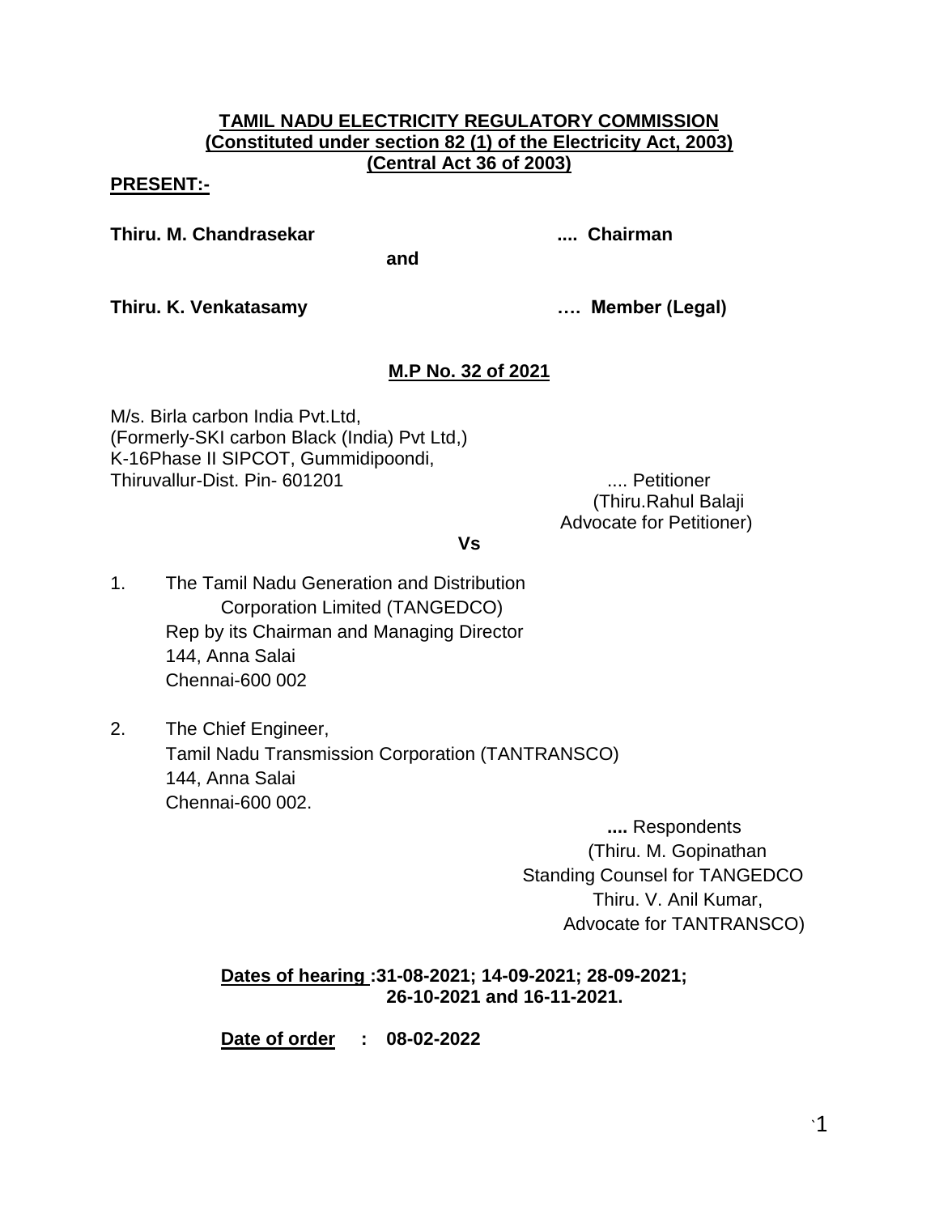**TAMIL NADU ELECTRICITY REGULATORY COMMISSION**
**(Constituted under section 82 (1) of the Electricity Act, 2003)**
**(Central Act 36 of 2003)**

**PRESENT:-**

**Thiru. M. Chandrasekar .... Chairman**

**and**

**Thiru. K. Venkatasamy …. Member (Legal)**

**M.P No. 32 of 2021**

M/s. Birla carbon India Pvt.Ltd,
(Formerly-SKI carbon Black (India) Pvt Ltd,)
K-16Phase II SIPCOT, Gummidipoondi,
Thiruvallur-Dist. Pin- 601201 .... Petitioner
(Thiru.Rahul Balaji
Advocate for Petitioner)

**Vs**

1. The Tamil Nadu Generation and Distribution Corporation Limited (TANGEDCO)
   Rep by its Chairman and Managing Director
   144, Anna Salai
   Chennai-600 002

2. The Chief Engineer,
   Tamil Nadu Transmission Corporation (TANTRANSCO)
   144, Anna Salai
   Chennai-600 002.

**....** Respondents
(Thiru. M. Gopinathan
Standing Counsel for TANGEDCO
Thiru. V. Anil Kumar,
Advocate for TANTRANSCO)

**Dates of hearing :31-08-2021; 14-09-2021; 28-09-2021; 26-10-2021 and 16-11-2021.**

**Date of order : 08-02-2022**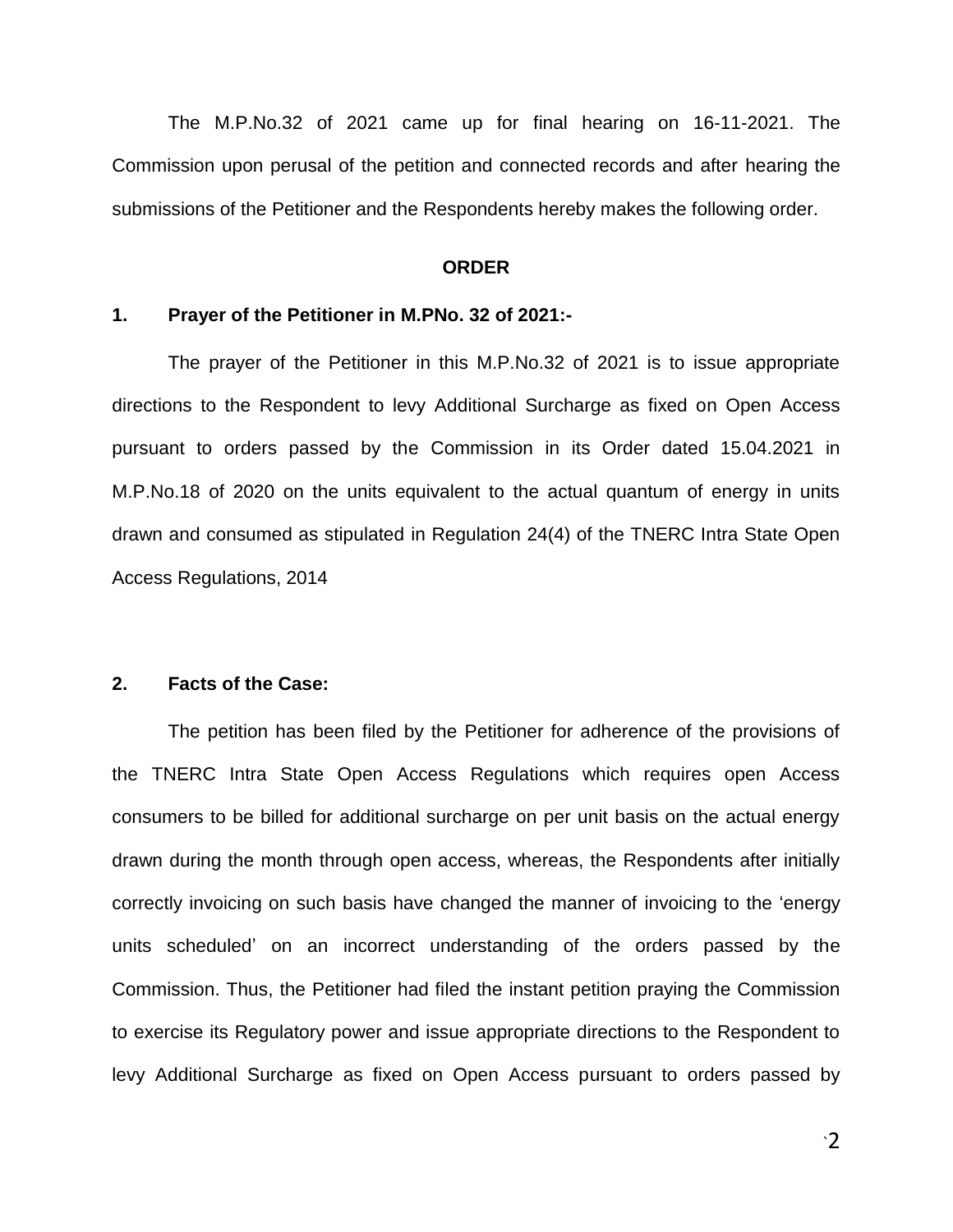The M.P.No.32 of 2021 came up for final hearing on 16-11-2021. The Commission upon perusal of the petition and connected records and after hearing the submissions of the Petitioner and the Respondents hereby makes the following order.

## ORDER

### 1. Prayer of the Petitioner in M.PNo. 32 of 2021:-

The prayer of the Petitioner in this M.P.No.32 of 2021 is to issue appropriate directions to the Respondent to levy Additional Surcharge as fixed on Open Access pursuant to orders passed by the Commission in its Order dated 15.04.2021 in M.P.No.18 of 2020 on the units equivalent to the actual quantum of energy in units drawn and consumed as stipulated in Regulation 24(4) of the TNERC Intra State Open Access Regulations, 2014

### 2. Facts of the Case:

The petition has been filed by the Petitioner for adherence of the provisions of the TNERC Intra State Open Access Regulations which requires open Access consumers to be billed for additional surcharge on per unit basis on the actual energy drawn during the month through open access, whereas, the Respondents after initially correctly invoicing on such basis have changed the manner of invoicing to the 'energy units scheduled' on an incorrect understanding of the orders passed by the Commission. Thus, the Petitioner had filed the instant petition praying the Commission to exercise its Regulatory power and issue appropriate directions to the Respondent to levy Additional Surcharge as fixed on Open Access pursuant to orders passed by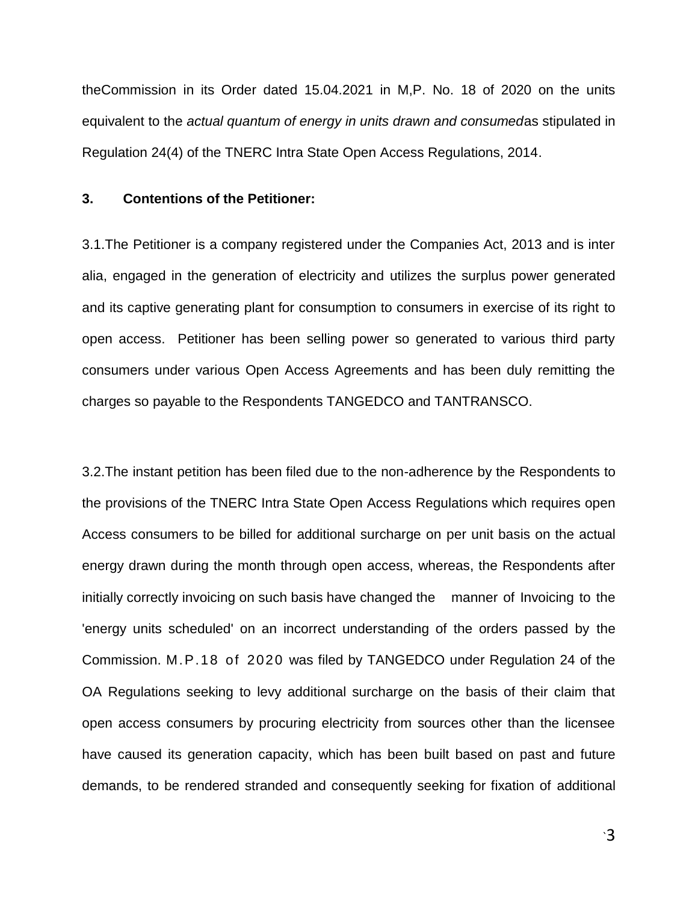theCommission in its Order dated 15.04.2021 in M,P. No. 18 of 2020 on the units equivalent to the *actual quantum of energy in units drawn and consumed*as stipulated in Regulation 24(4) of the TNERC Intra State Open Access Regulations, 2014.

**3. Contentions of the Petitioner:**

3.1.The Petitioner is a company registered under the Companies Act, 2013 and is inter alia, engaged in the generation of electricity and utilizes the surplus power generated and its captive generating plant for consumption to consumers in exercise of its right to open access. Petitioner has been selling power so generated to various third party consumers under various Open Access Agreements and has been duly remitting the charges so payable to the Respondents TANGEDCO and TANTRANSCO.

3.2.The instant petition has been filed due to the non-adherence by the Respondents to the provisions of the TNERC Intra State Open Access Regulations which requires open Access consumers to be billed for additional surcharge on per unit basis on the actual energy drawn during the month through open access, whereas, the Respondents after initially correctly invoicing on such basis have changed the manner of Invoicing to the 'energy units scheduled' on an incorrect understanding of the orders passed by the Commission. M.P.18 of 2020 was filed by TANGEDCO under Regulation 24 of the OA Regulations seeking to levy additional surcharge on the basis of their claim that open access consumers by procuring electricity from sources other than the licensee have caused its generation capacity, which has been built based on past and future demands, to be rendered stranded and consequently seeking for fixation of additional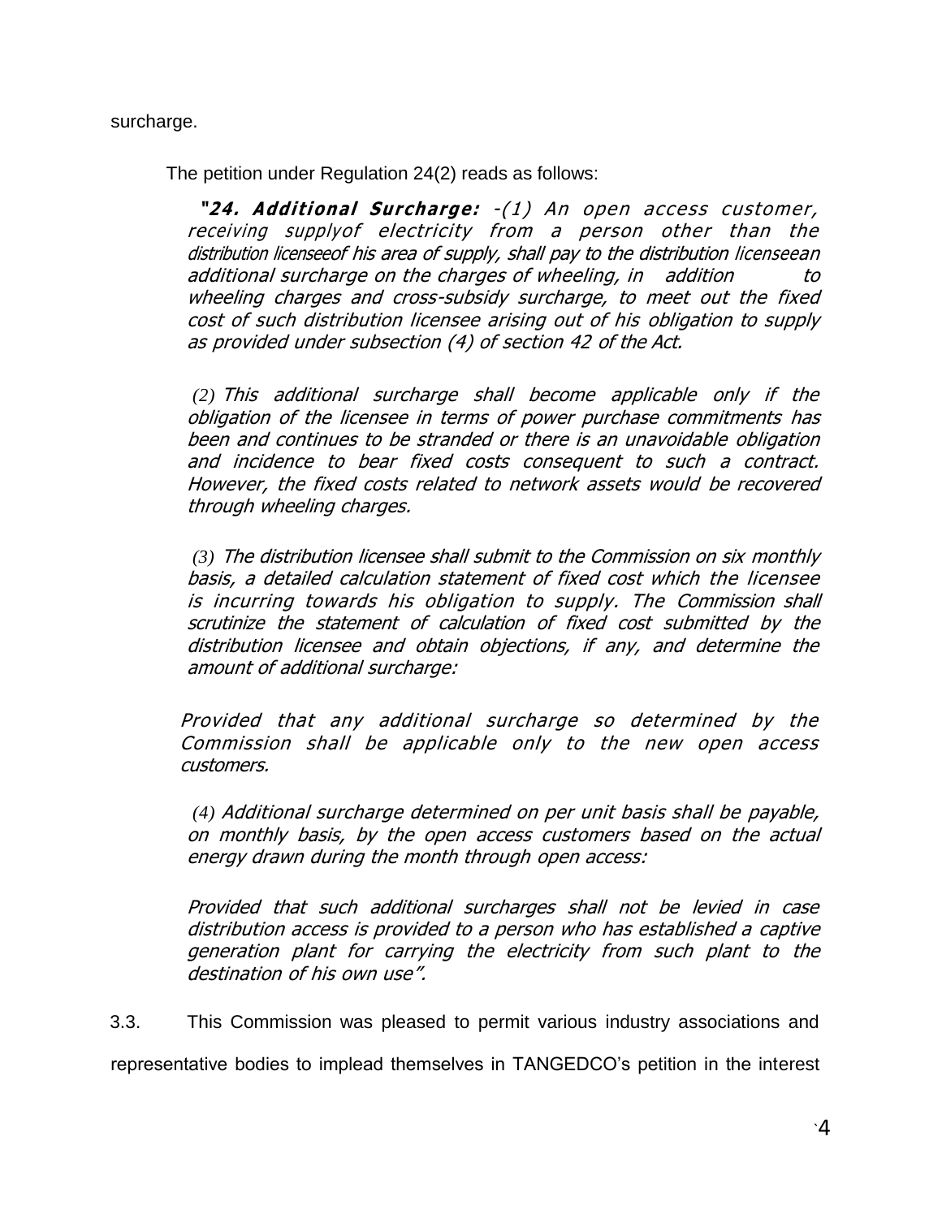surcharge.

The petition under Regulation 24(2) reads as follows:

> ***"24. Additional Surcharge:*** *-(1) An open access customer, receiving supplyof electricity from a person other than the distribution licenseeof his area of supply, shall pay to the distribution licenseean additional surcharge on the charges of wheeling, in addition to wheeling charges and cross-subsidy surcharge, to meet out the fixed cost of such distribution licensee arising out of his obligation to supply as provided under subsection (4) of section 42 of the Act.*
>
> *(2) This additional surcharge shall become applicable only if the obligation of the licensee in terms of power purchase commitments has been and continues to be stranded or there is an unavoidable obligation and incidence to bear fixed costs consequent to such a contract. However, the fixed costs related to network assets would be recovered through wheeling charges.*
>
> *(3) The distribution licensee shall submit to the Commission on six monthly basis, a detailed calculation statement of fixed cost which the licensee is incurring towards his obligation to supply. The Commission shall scrutinize the statement of calculation of fixed cost submitted by the distribution licensee and obtain objections, if any, and determine the amount of additional surcharge:*
>
> *Provided that any additional surcharge so determined by the Commission shall be applicable only to the new open access customers.*
>
> *(4) Additional surcharge determined on per unit basis shall be payable, on monthly basis, by the open access customers based on the actual energy drawn during the month through open access:*
>
> *Provided that such additional surcharges shall not be levied in case distribution access is provided to a person who has established a captive generation plant for carrying the electricity from such plant to the destination of his own use".*

3.3. This Commission was pleased to permit various industry associations and representative bodies to implead themselves in TANGEDCO's petition in the interest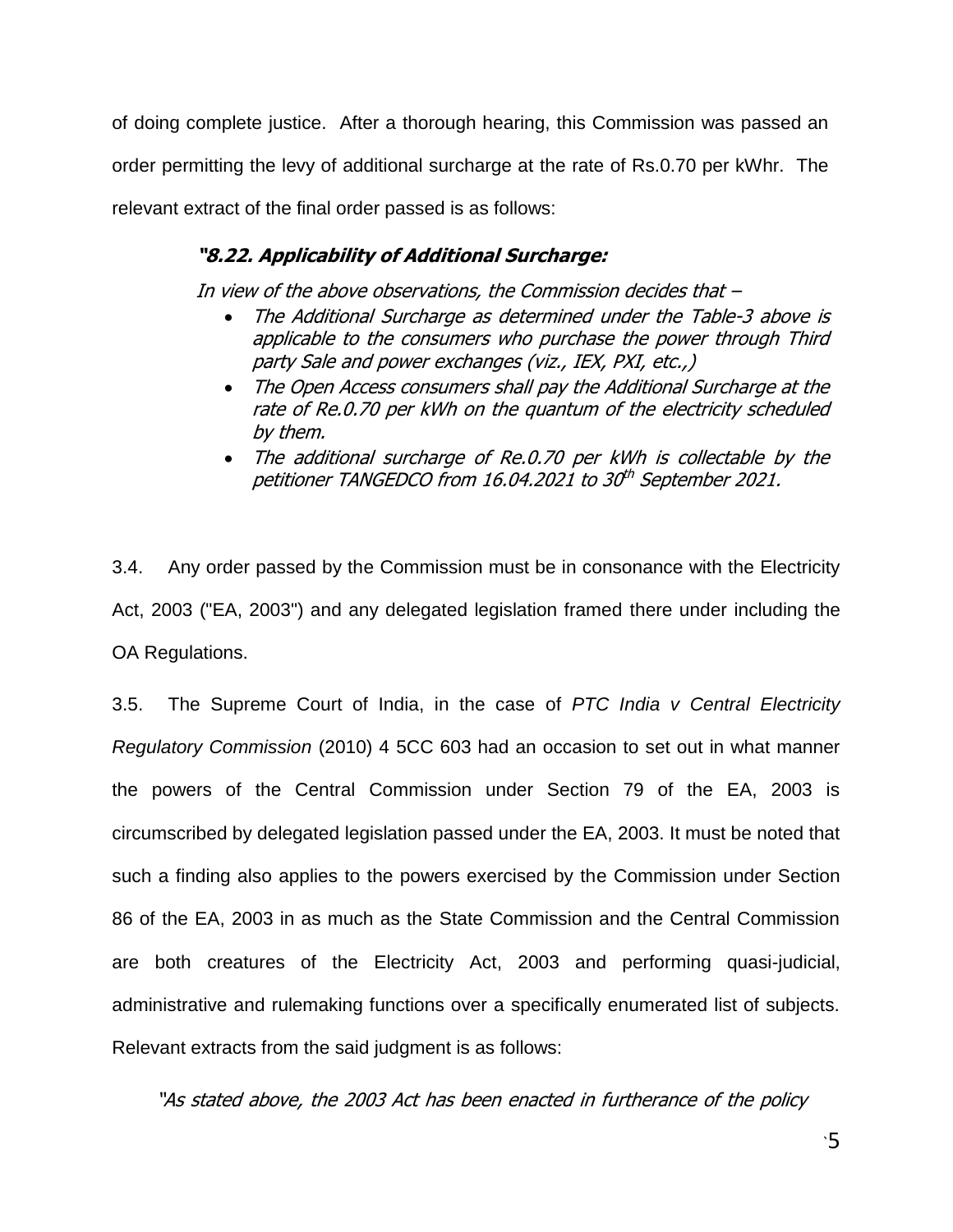of doing complete justice. After a thorough hearing, this Commission was passed an order permitting the levy of additional surcharge at the rate of Rs.0.70 per kWhr. The relevant extract of the final order passed is as follows:

> ***"8.22. Applicability of Additional Surcharge:***
>
> *In view of the above observations, the Commission decides that –*
>
> - *The Additional Surcharge as determined under the Table-3 above is applicable to the consumers who purchase the power through Third party Sale and power exchanges (viz., IEX, PXI, etc.,)*
> - *The Open Access consumers shall pay the Additional Surcharge at the rate of Re.0.70 per kWh on the quantum of the electricity scheduled by them.*
> - *The additional surcharge of Re.0.70 per kWh is collectable by the petitioner TANGEDCO from 16.04.2021 to 30th September 2021.*

3.4. Any order passed by the Commission must be in consonance with the Electricity Act, 2003 ("EA, 2003") and any delegated legislation framed there under including the OA Regulations.

3.5. The Supreme Court of India, in the case of *PTC India v Central Electricity Regulatory Commission* (2010) 4 5CC 603 had an occasion to set out in what manner the powers of the Central Commission under Section 79 of the EA, 2003 is circumscribed by delegated legislation passed under the EA, 2003. It must be noted that such a finding also applies to the powers exercised by the Commission under Section 86 of the EA, 2003 in as much as the State Commission and the Central Commission are both creatures of the Electricity Act, 2003 and performing quasi-judicial, administrative and rulemaking functions over a specifically enumerated list of subjects. Relevant extracts from the said judgment is as follows:

*"As stated above, the 2003 Act has been enacted in furtherance of the policy*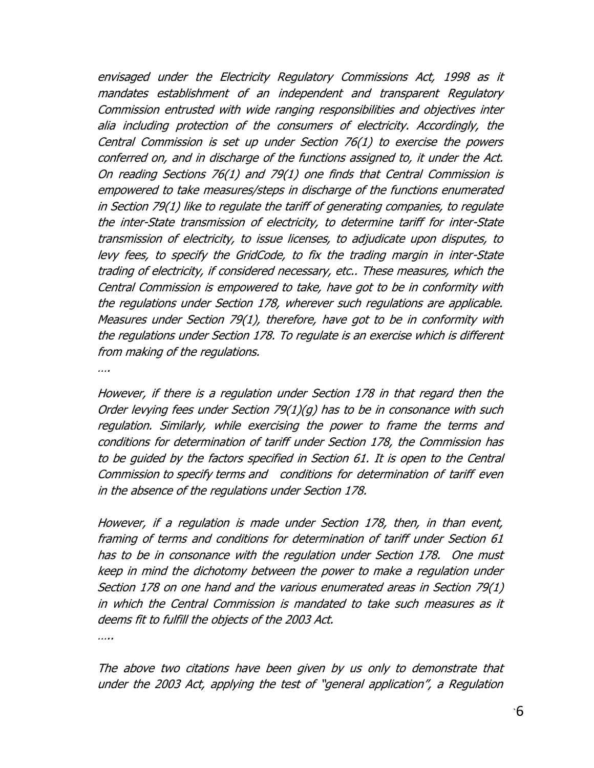*envisaged under the Electricity Regulatory Commissions Act, 1998 as it mandates establishment of an independent and transparent Regulatory Commission entrusted with wide ranging responsibilities and objectives inter alia including protection of the consumers of electricity. Accordingly, the Central Commission is set up under Section 76(1) to exercise the powers conferred on, and in discharge of the functions assigned to, it under the Act. On reading Sections 76(1) and 79(1) one finds that Central Commission is empowered to take measures/steps in discharge of the functions enumerated in Section 79(1) like to regulate the tariff of generating companies, to regulate the inter-State transmission of electricity, to determine tariff for inter-State transmission of electricity, to issue licenses, to adjudicate upon disputes, to levy fees, to specify the GridCode, to fix the trading margin in inter-State trading of electricity, if considered necessary, etc.. These measures, which the Central Commission is empowered to take, have got to be in conformity with the regulations under Section 178, wherever such regulations are applicable. Measures under Section 79(1), therefore, have got to be in conformity with the regulations under Section 178. To regulate is an exercise which is different from making of the regulations.*

*….*

*However, if there is a regulation under Section 178 in that regard then the Order levying fees under Section 79(1)(g) has to be in consonance with such regulation. Similarly, while exercising the power to frame the terms and conditions for determination of tariff under Section 178, the Commission has to be guided by the factors specified in Section 61. It is open to the Central Commission to specify terms and conditions for determination of tariff even in the absence of the regulations under Section 178.*

*However, if a regulation is made under Section 178, then, in than event, framing of terms and conditions for determination of tariff under Section 61 has to be in consonance with the regulation under Section 178. One must keep in mind the dichotomy between the power to make a regulation under Section 178 on one hand and the various enumerated areas in Section 79(1) in which the Central Commission is mandated to take such measures as it deems fit to fulfill the objects of the 2003 Act.*

*…..*

*The above two citations have been given by us only to demonstrate that under the 2003 Act, applying the test of "general application", a Regulation*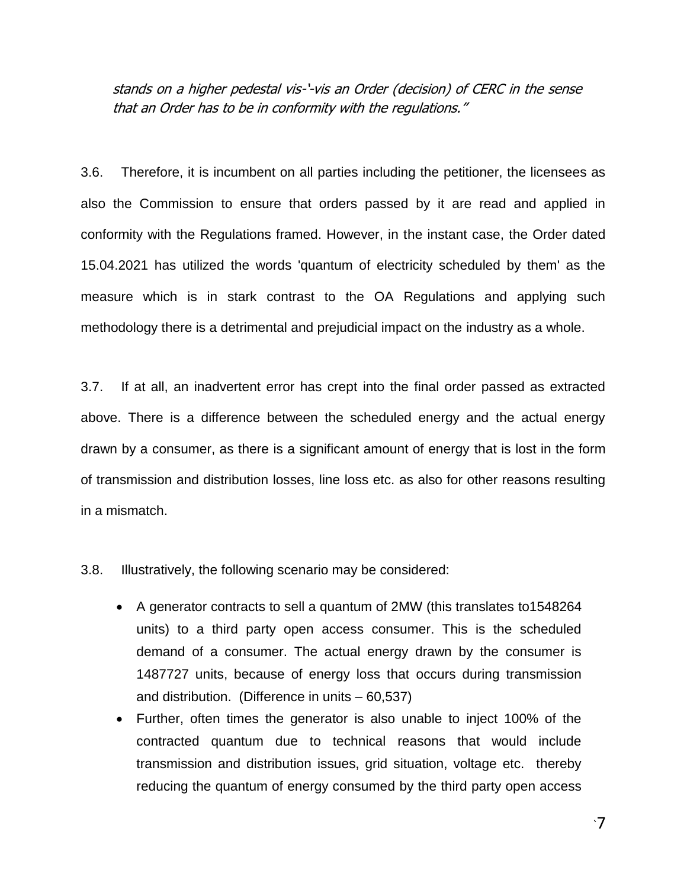*stands on a higher pedestal vis-'-vis an Order (decision) of CERC in the sense that an Order has to be in conformity with the regulations."*

3.6. Therefore, it is incumbent on all parties including the petitioner, the licensees as also the Commission to ensure that orders passed by it are read and applied in conformity with the Regulations framed. However, in the instant case, the Order dated 15.04.2021 has utilized the words 'quantum of electricity scheduled by them' as the measure which is in stark contrast to the OA Regulations and applying such methodology there is a detrimental and prejudicial impact on the industry as a whole.

3.7. If at all, an inadvertent error has crept into the final order passed as extracted above. There is a difference between the scheduled energy and the actual energy drawn by a consumer, as there is a significant amount of energy that is lost in the form of transmission and distribution losses, line loss etc. as also for other reasons resulting in a mismatch.

3.8. Illustratively, the following scenario may be considered:

- A generator contracts to sell a quantum of 2MW (this translates to1548264 units) to a third party open access consumer. This is the scheduled demand of a consumer. The actual energy drawn by the consumer is 1487727 units, because of energy loss that occurs during transmission and distribution. (Difference in units – 60,537)
- Further, often times the generator is also unable to inject 100% of the contracted quantum due to technical reasons that would include transmission and distribution issues, grid situation, voltage etc. thereby reducing the quantum of energy consumed by the third party open access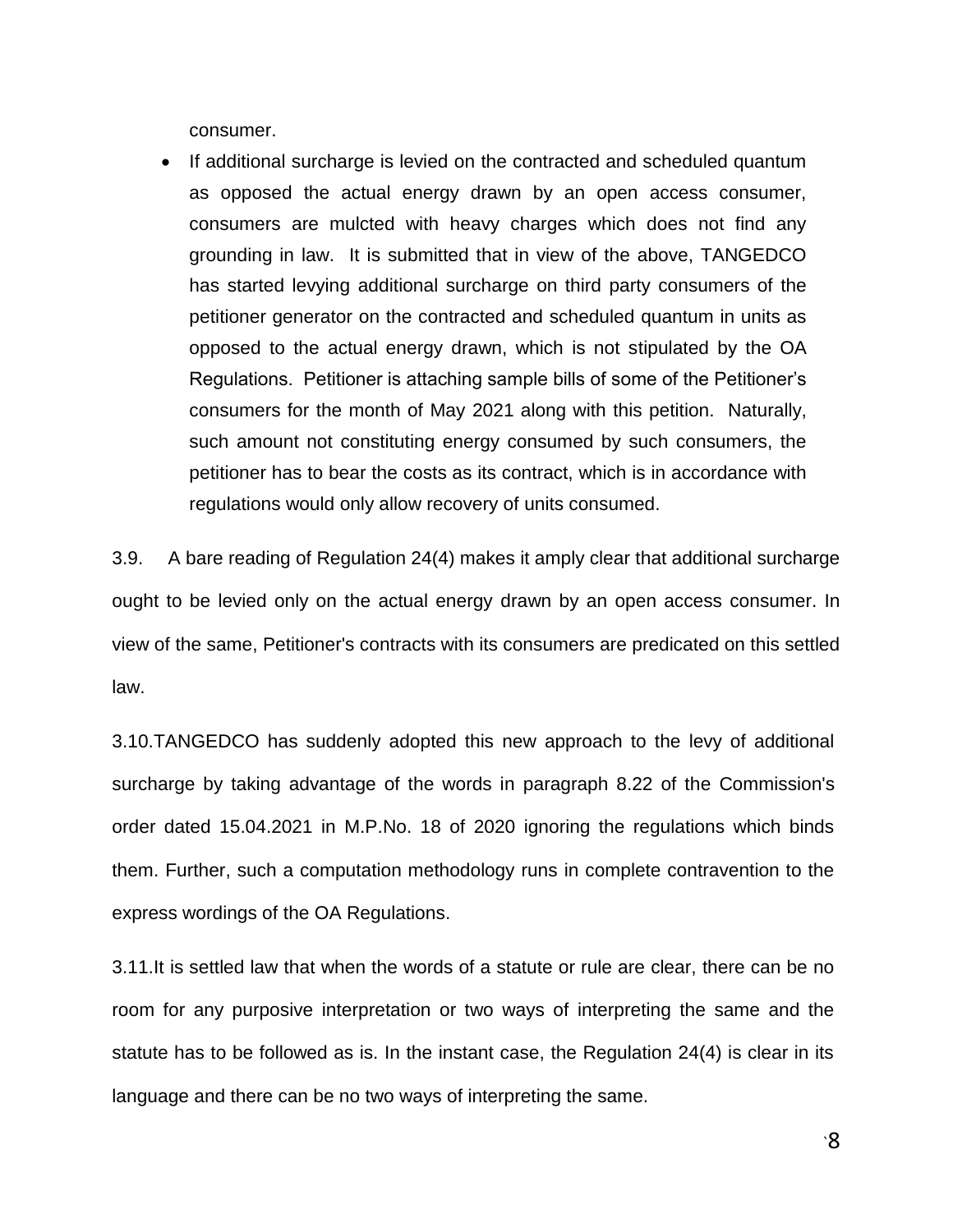consumer.

- If additional surcharge is levied on the contracted and scheduled quantum as opposed the actual energy drawn by an open access consumer, consumers are mulcted with heavy charges which does not find any grounding in law. It is submitted that in view of the above, TANGEDCO has started levying additional surcharge on third party consumers of the petitioner generator on the contracted and scheduled quantum in units as opposed to the actual energy drawn, which is not stipulated by the OA Regulations. Petitioner is attaching sample bills of some of the Petitioner's consumers for the month of May 2021 along with this petition. Naturally, such amount not constituting energy consumed by such consumers, the petitioner has to bear the costs as its contract, which is in accordance with regulations would only allow recovery of units consumed.

3.9. A bare reading of Regulation 24(4) makes it amply clear that additional surcharge ought to be levied only on the actual energy drawn by an open access consumer. In view of the same, Petitioner's contracts with its consumers are predicated on this settled law.

3.10.TANGEDCO has suddenly adopted this new approach to the levy of additional surcharge by taking advantage of the words in paragraph 8.22 of the Commission's order dated 15.04.2021 in M.P.No. 18 of 2020 ignoring the regulations which binds them. Further, such a computation methodology runs in complete contravention to the express wordings of the OA Regulations.

3.11.It is settled law that when the words of a statute or rule are clear, there can be no room for any purposive interpretation or two ways of interpreting the same and the statute has to be followed as is. In the instant case, the Regulation 24(4) is clear in its language and there can be no two ways of interpreting the same.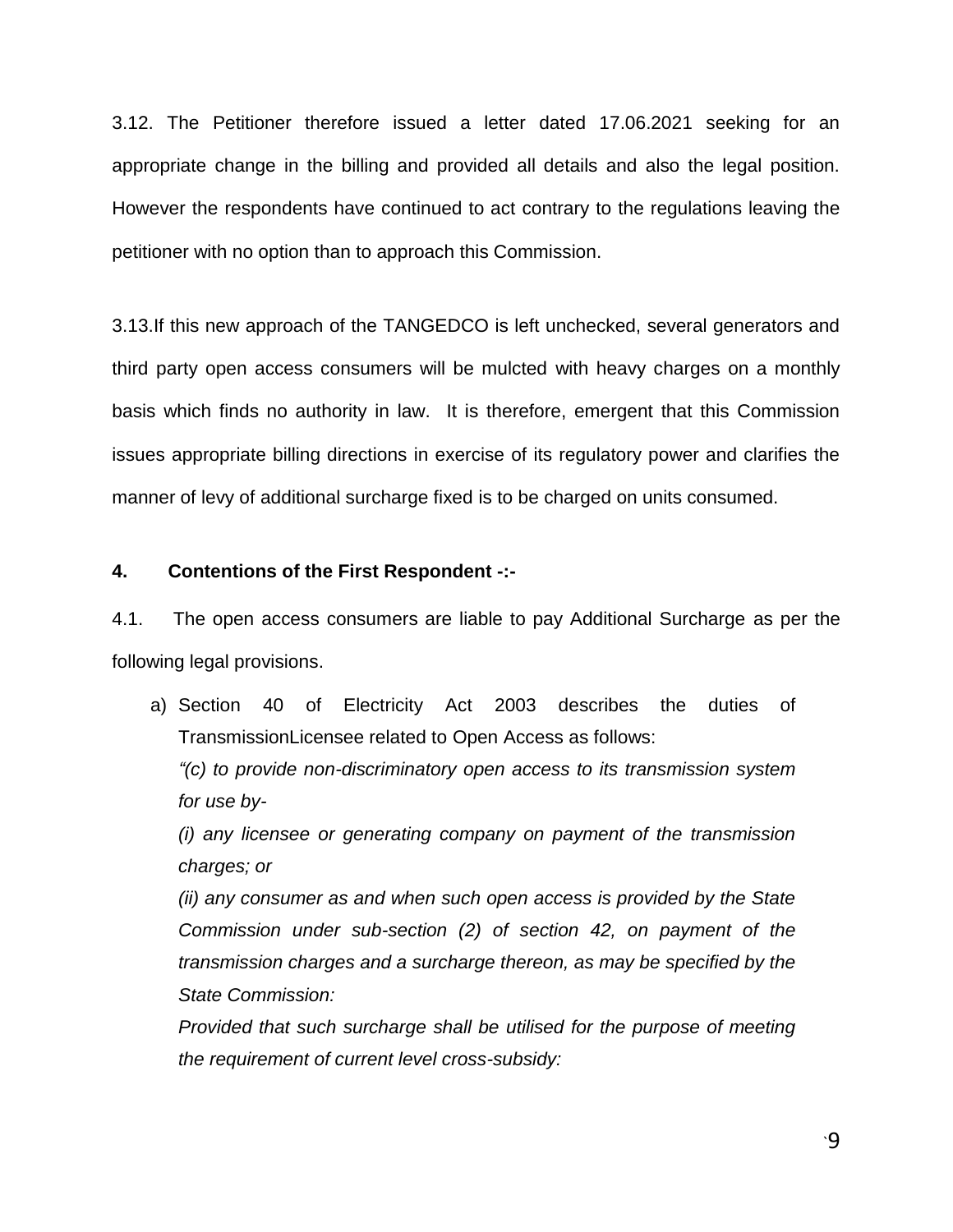3.12. The Petitioner therefore issued a letter dated 17.06.2021 seeking for an appropriate change in the billing and provided all details and also the legal position. However the respondents have continued to act contrary to the regulations leaving the petitioner with no option than to approach this Commission.

3.13.If this new approach of the TANGEDCO is left unchecked, several generators and third party open access consumers will be mulcted with heavy charges on a monthly basis which finds no authority in law. It is therefore, emergent that this Commission issues appropriate billing directions in exercise of its regulatory power and clarifies the manner of levy of additional surcharge fixed is to be charged on units consumed.

**4. Contentions of the First Respondent -:-**

4.1. The open access consumers are liable to pay Additional Surcharge as per the following legal provisions.

a) Section 40 of Electricity Act 2003 describes the duties of TransmissionLicensee related to Open Access as follows:

   *"(c) to provide non-discriminatory open access to its transmission system for use by-*

   *(i) any licensee or generating company on payment of the transmission charges; or*

   *(ii) any consumer as and when such open access is provided by the State Commission under sub-section (2) of section 42, on payment of the transmission charges and a surcharge thereon, as may be specified by the State Commission:*

   *Provided that such surcharge shall be utilised for the purpose of meeting the requirement of current level cross-subsidy:*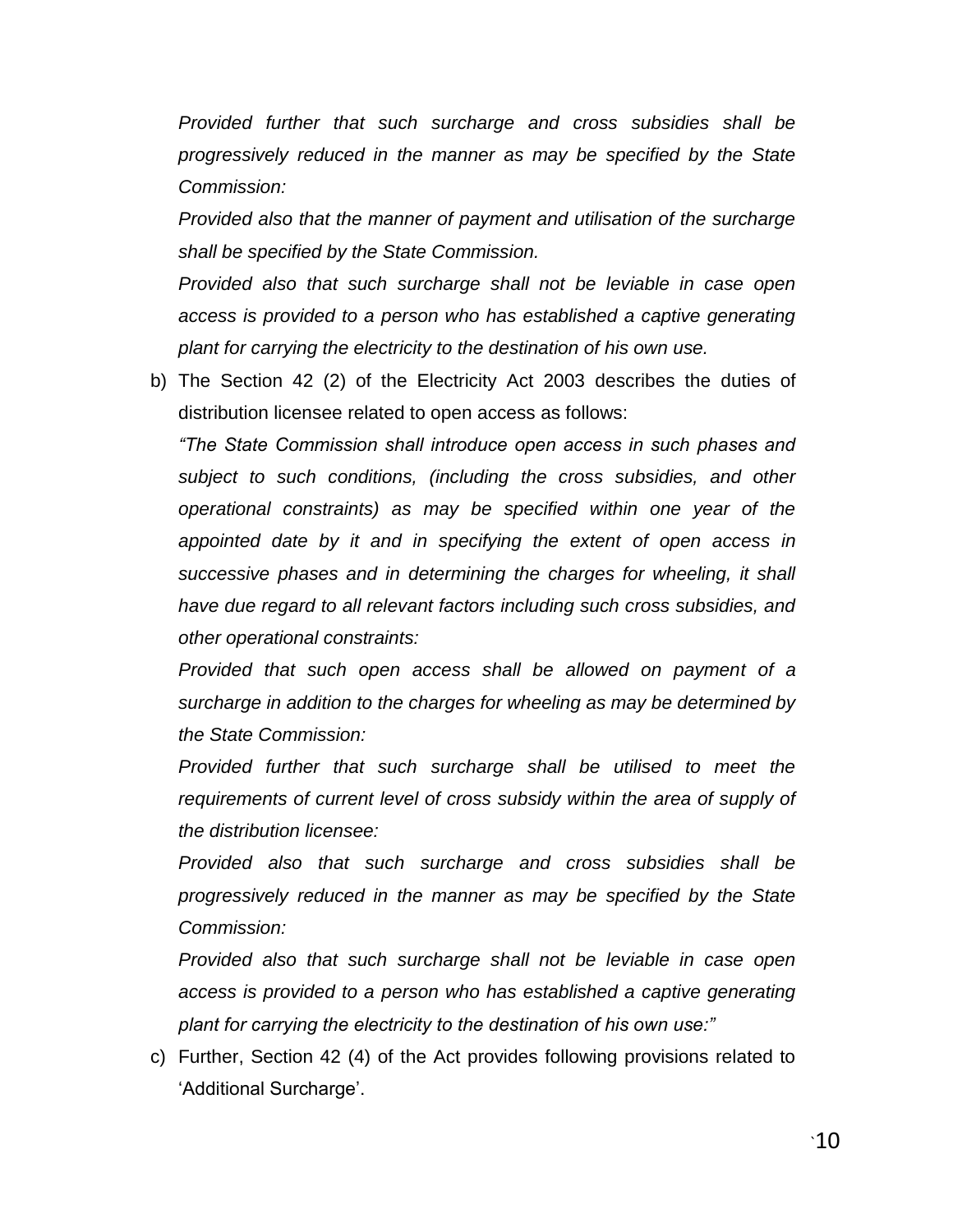*Provided further that such surcharge and cross subsidies shall be progressively reduced in the manner as may be specified by the State Commission:*

*Provided also that the manner of payment and utilisation of the surcharge shall be specified by the State Commission.*

*Provided also that such surcharge shall not be leviable in case open access is provided to a person who has established a captive generating plant for carrying the electricity to the destination of his own use.*

b) The Section 42 (2) of the Electricity Act 2003 describes the duties of distribution licensee related to open access as follows:

   *"The State Commission shall introduce open access in such phases and subject to such conditions, (including the cross subsidies, and other operational constraints) as may be specified within one year of the appointed date by it and in specifying the extent of open access in successive phases and in determining the charges for wheeling, it shall have due regard to all relevant factors including such cross subsidies, and other operational constraints:*

   *Provided that such open access shall be allowed on payment of a surcharge in addition to the charges for wheeling as may be determined by the State Commission:*

   *Provided further that such surcharge shall be utilised to meet the requirements of current level of cross subsidy within the area of supply of the distribution licensee:*

   *Provided also that such surcharge and cross subsidies shall be progressively reduced in the manner as may be specified by the State Commission:*

   *Provided also that such surcharge shall not be leviable in case open access is provided to a person who has established a captive generating plant for carrying the electricity to the destination of his own use:"*

c) Further, Section 42 (4) of the Act provides following provisions related to 'Additional Surcharge'.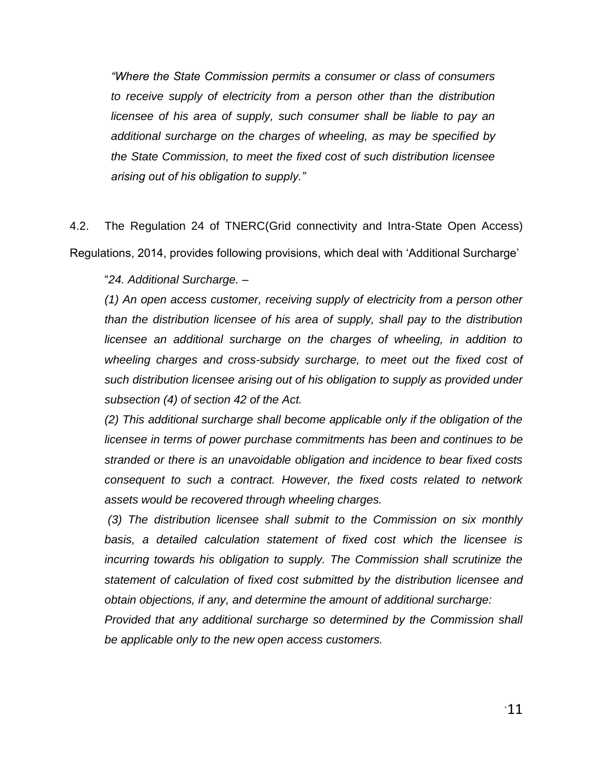> *"Where the State Commission permits a consumer or class of consumers to receive supply of electricity from a person other than the distribution licensee of his area of supply, such consumer shall be liable to pay an additional surcharge on the charges of wheeling, as may be specified by the State Commission, to meet the fixed cost of such distribution licensee arising out of his obligation to supply."*

4.2. The Regulation 24 of TNERC(Grid connectivity and Intra-State Open Access) Regulations, 2014, provides following provisions, which deal with 'Additional Surcharge'

> "*24. Additional Surcharge. –*
>
> *(1) An open access customer, receiving supply of electricity from a person other than the distribution licensee of his area of supply, shall pay to the distribution licensee an additional surcharge on the charges of wheeling, in addition to wheeling charges and cross-subsidy surcharge, to meet out the fixed cost of such distribution licensee arising out of his obligation to supply as provided under subsection (4) of section 42 of the Act.*
>
> *(2) This additional surcharge shall become applicable only if the obligation of the licensee in terms of power purchase commitments has been and continues to be stranded or there is an unavoidable obligation and incidence to bear fixed costs consequent to such a contract. However, the fixed costs related to network assets would be recovered through wheeling charges.*
>
> *(3) The distribution licensee shall submit to the Commission on six monthly basis, a detailed calculation statement of fixed cost which the licensee is incurring towards his obligation to supply. The Commission shall scrutinize the statement of calculation of fixed cost submitted by the distribution licensee and obtain objections, if any, and determine the amount of additional surcharge:*
>
> *Provided that any additional surcharge so determined by the Commission shall be applicable only to the new open access customers.*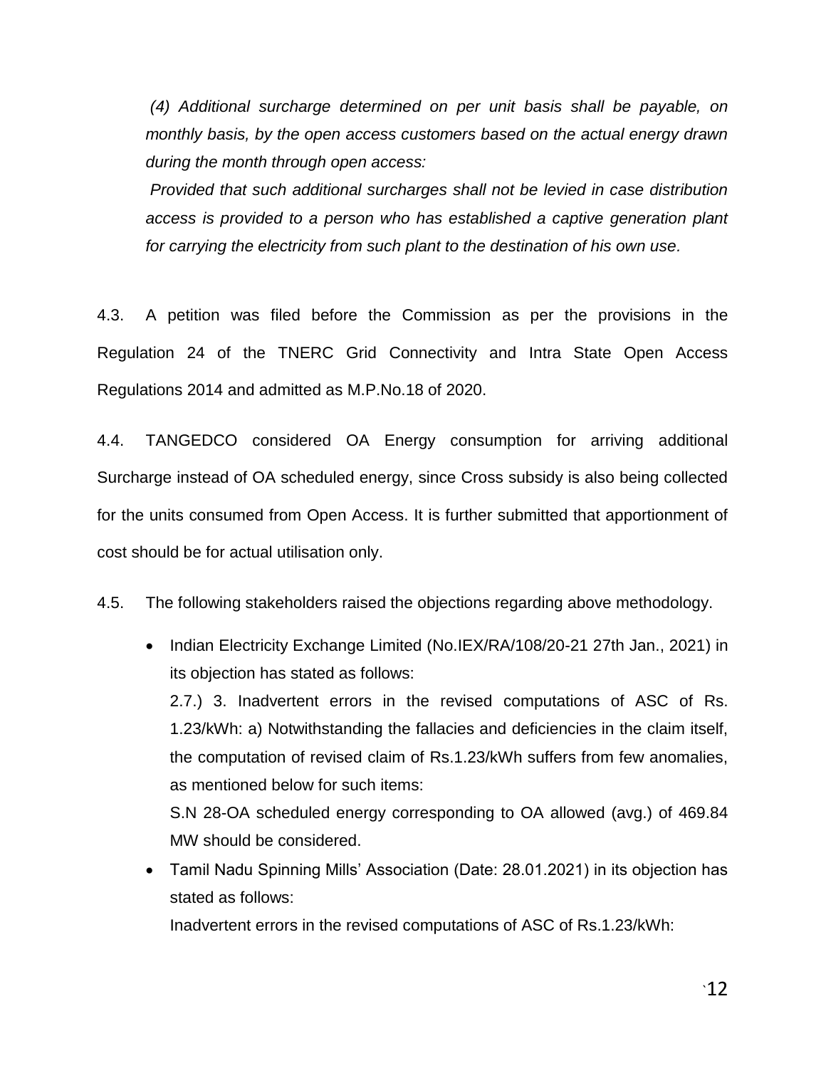*(4) Additional surcharge determined on per unit basis shall be payable, on monthly basis, by the open access customers based on the actual energy drawn during the month through open access:*

*Provided that such additional surcharges shall not be levied in case distribution access is provided to a person who has established a captive generation plant for carrying the electricity from such plant to the destination of his own use.*

4.3. A petition was filed before the Commission as per the provisions in the Regulation 24 of the TNERC Grid Connectivity and Intra State Open Access Regulations 2014 and admitted as M.P.No.18 of 2020.

4.4. TANGEDCO considered OA Energy consumption for arriving additional Surcharge instead of OA scheduled energy, since Cross subsidy is also being collected for the units consumed from Open Access. It is further submitted that apportionment of cost should be for actual utilisation only.

4.5. The following stakeholders raised the objections regarding above methodology.

- Indian Electricity Exchange Limited (No.IEX/RA/108/20-21 27th Jan., 2021) in its objection has stated as follows:

  2.7.) 3. Inadvertent errors in the revised computations of ASC of Rs. 1.23/kWh: a) Notwithstanding the fallacies and deficiencies in the claim itself, the computation of revised claim of Rs.1.23/kWh suffers from few anomalies, as mentioned below for such items:

  S.N 28-OA scheduled energy corresponding to OA allowed (avg.) of 469.84 MW should be considered.

- Tamil Nadu Spinning Mills' Association (Date: 28.01.2021) in its objection has stated as follows:

  Inadvertent errors in the revised computations of ASC of Rs.1.23/kWh: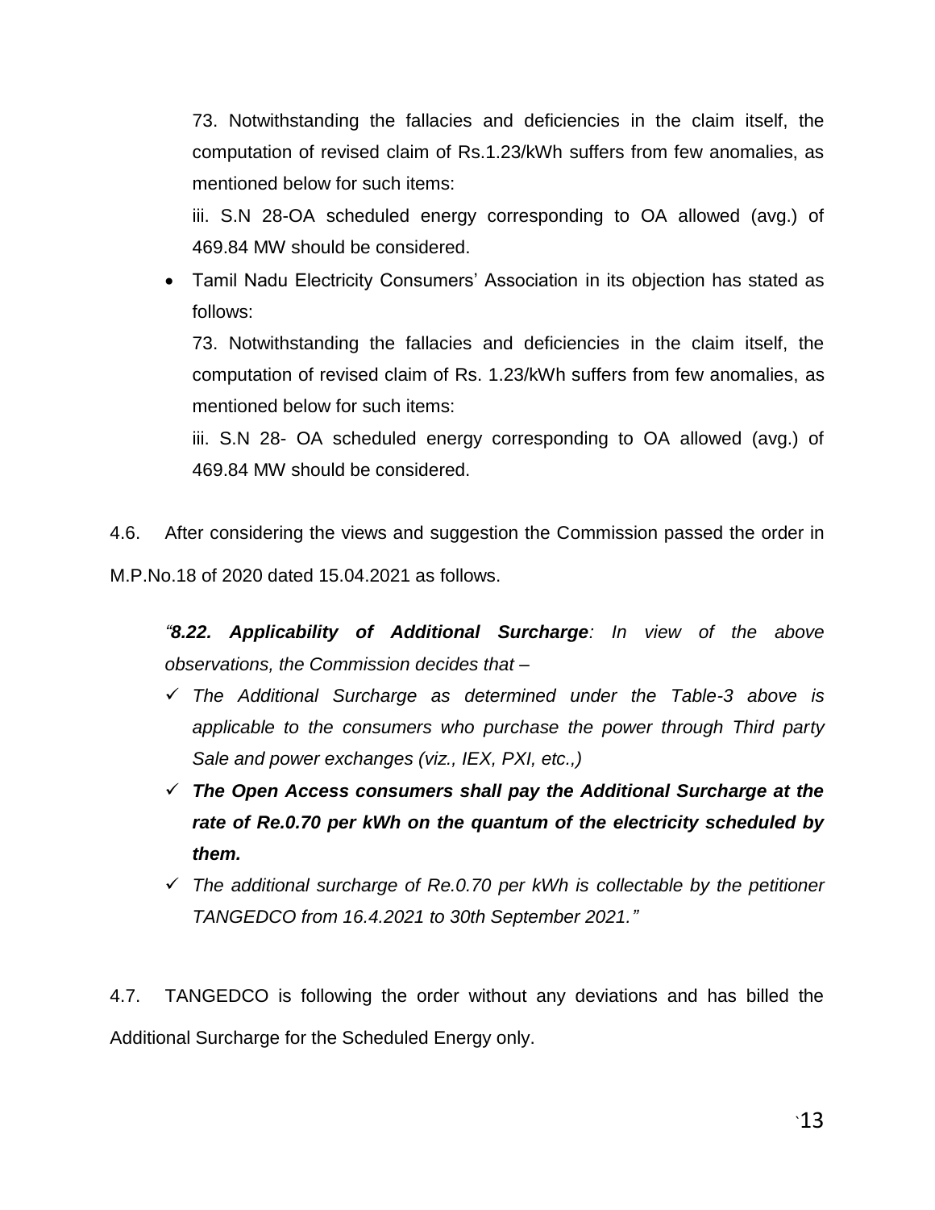73. Notwithstanding the fallacies and deficiencies in the claim itself, the computation of revised claim of Rs.1.23/kWh suffers from few anomalies, as mentioned below for such items:

iii. S.N 28-OA scheduled energy corresponding to OA allowed (avg.) of 469.84 MW should be considered.

- Tamil Nadu Electricity Consumers' Association in its objection has stated as follows:

  73. Notwithstanding the fallacies and deficiencies in the claim itself, the computation of revised claim of Rs. 1.23/kWh suffers from few anomalies, as mentioned below for such items:

  iii. S.N 28- OA scheduled energy corresponding to OA allowed (avg.) of 469.84 MW should be considered.

4.6. After considering the views and suggestion the Commission passed the order in M.P.No.18 of 2020 dated 15.04.2021 as follows.

*"**8.22. Applicability of Additional Surcharge**: In view of the above observations, the Commission decides that –*

- ✓ *The Additional Surcharge as determined under the Table-3 above is applicable to the consumers who purchase the power through Third party Sale and power exchanges (viz., IEX, PXI, etc.,)*
- ✓ ***The Open Access consumers shall pay the Additional Surcharge at the rate of Re.0.70 per kWh on the quantum of the electricity scheduled by them.***
- ✓ *The additional surcharge of Re.0.70 per kWh is collectable by the petitioner TANGEDCO from 16.4.2021 to 30th September 2021."*

4.7. TANGEDCO is following the order without any deviations and has billed the Additional Surcharge for the Scheduled Energy only.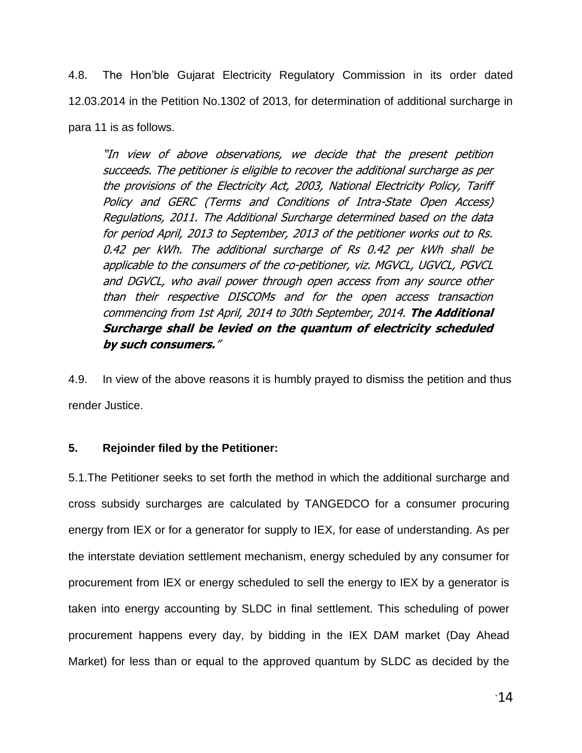4.8. The Hon'ble Gujarat Electricity Regulatory Commission in its order dated 12.03.2014 in the Petition No.1302 of 2013, for determination of additional surcharge in para 11 is as follows.

> *"In view of above observations, we decide that the present petition succeeds. The petitioner is eligible to recover the additional surcharge as per the provisions of the Electricity Act, 2003, National Electricity Policy, Tariff Policy and GERC (Terms and Conditions of Intra-State Open Access) Regulations, 2011. The Additional Surcharge determined based on the data for period April, 2013 to September, 2013 of the petitioner works out to Rs. 0.42 per kWh. The additional surcharge of Rs 0.42 per kWh shall be applicable to the consumers of the co-petitioner, viz. MGVCL, UGVCL, PGVCL and DGVCL, who avail power through open access from any source other than their respective DISCOMs and for the open access transaction commencing from 1st April, 2014 to 30th September, 2014.* ***The Additional Surcharge shall be levied on the quantum of electricity scheduled by such consumers.****"*

4.9. In view of the above reasons it is humbly prayed to dismiss the petition and thus render Justice.

**5. Rejoinder filed by the Petitioner:**

5.1.The Petitioner seeks to set forth the method in which the additional surcharge and cross subsidy surcharges are calculated by TANGEDCO for a consumer procuring energy from IEX or for a generator for supply to IEX, for ease of understanding. As per the interstate deviation settlement mechanism, energy scheduled by any consumer for procurement from IEX or energy scheduled to sell the energy to IEX by a generator is taken into energy accounting by SLDC in final settlement. This scheduling of power procurement happens every day, by bidding in the IEX DAM market (Day Ahead Market) for less than or equal to the approved quantum by SLDC as decided by the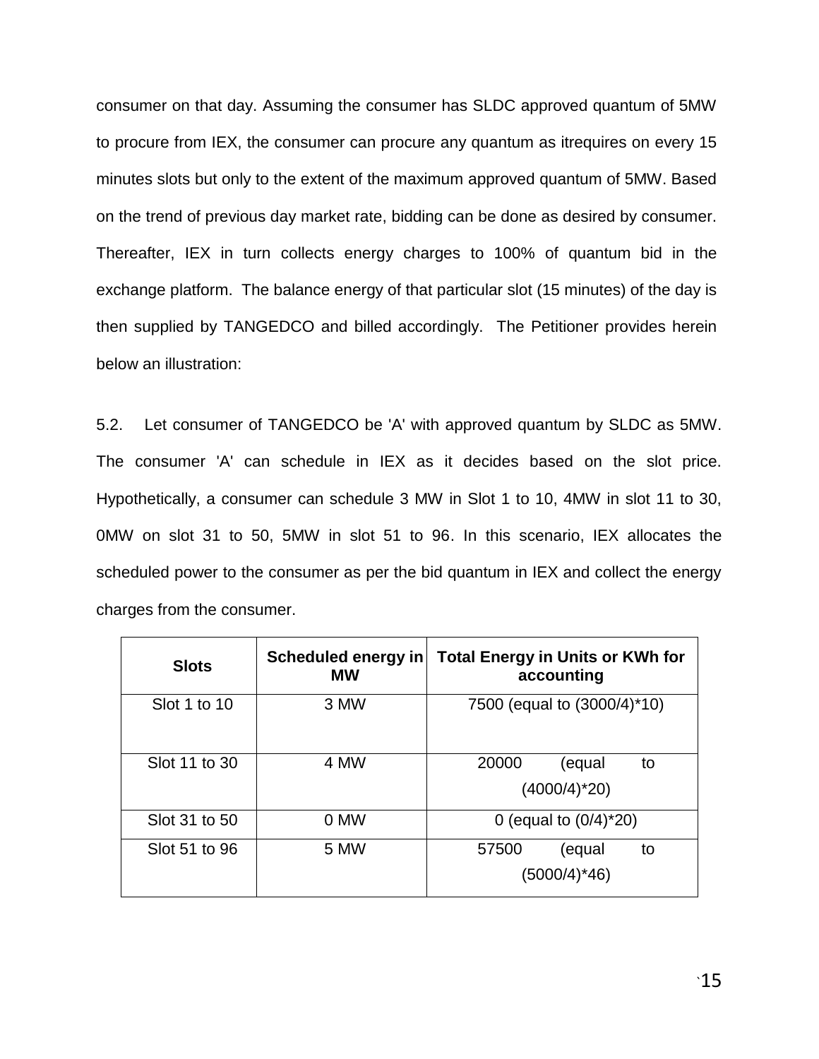consumer on that day. Assuming the consumer has SLDC approved quantum of 5MW to procure from IEX, the consumer can procure any quantum as itrequires on every 15 minutes slots but only to the extent of the maximum approved quantum of 5MW. Based on the trend of previous day market rate, bidding can be done as desired by consumer. Thereafter, IEX in turn collects energy charges to 100% of quantum bid in the exchange platform. The balance energy of that particular slot (15 minutes) of the day is then supplied by TANGEDCO and billed accordingly. The Petitioner provides herein below an illustration:

5.2. Let consumer of TANGEDCO be 'A' with approved quantum by SLDC as 5MW. The consumer 'A' can schedule in IEX as it decides based on the slot price. Hypothetically, a consumer can schedule 3 MW in Slot 1 to 10, 4MW in slot 11 to 30, 0MW on slot 31 to 50, 5MW in slot 51 to 96. In this scenario, IEX allocates the scheduled power to the consumer as per the bid quantum in IEX and collect the energy charges from the consumer.

| Slots | Scheduled energy in MW | Total Energy in Units or KWh for accounting |
|---|---|---|
| Slot 1 to 10 | 3 MW | 7500 (equal to (3000/4)*10) |
| Slot 11 to 30 | 4 MW | 20000 (equal to (4000/4)*20) |
| Slot 31 to 50 | 0 MW | 0 (equal to (0/4)*20) |
| Slot 51 to 96 | 5 MW | 57500 (equal to (5000/4)*46) |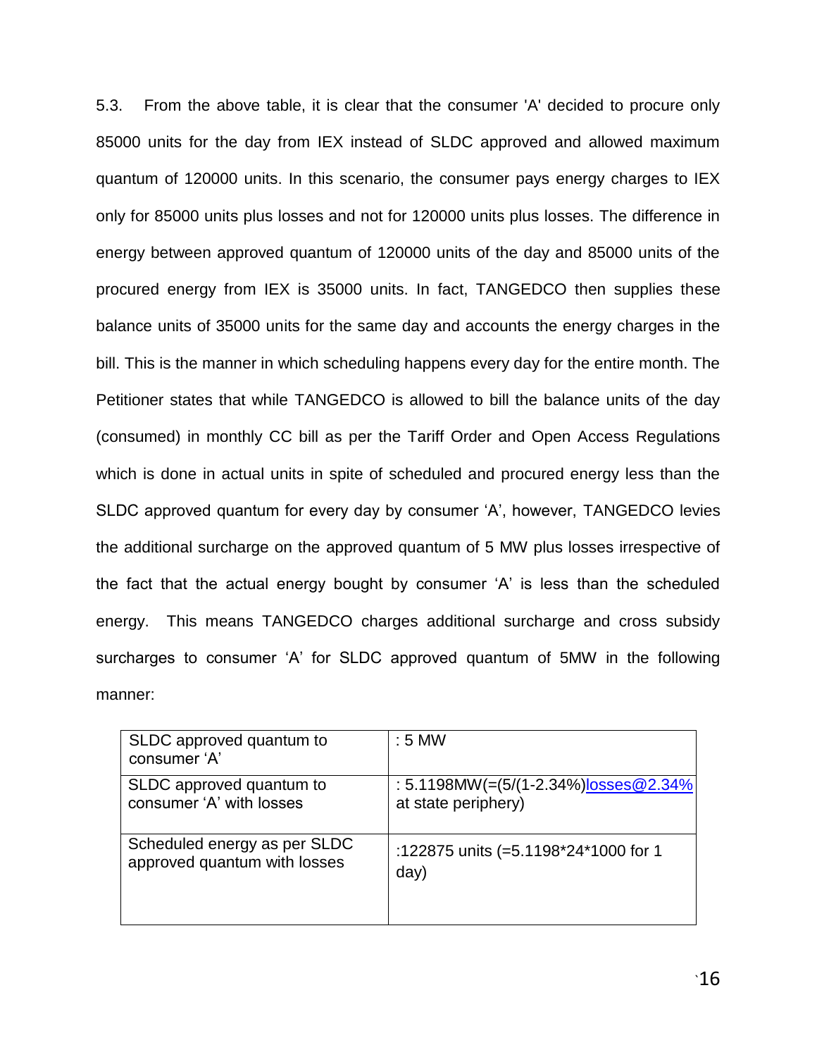5.3. From the above table, it is clear that the consumer 'A' decided to procure only 85000 units for the day from IEX instead of SLDC approved and allowed maximum quantum of 120000 units. In this scenario, the consumer pays energy charges to IEX only for 85000 units plus losses and not for 120000 units plus losses. The difference in energy between approved quantum of 120000 units of the day and 85000 units of the procured energy from IEX is 35000 units. In fact, TANGEDCO then supplies these balance units of 35000 units for the same day and accounts the energy charges in the bill. This is the manner in which scheduling happens every day for the entire month. The Petitioner states that while TANGEDCO is allowed to bill the balance units of the day (consumed) in monthly CC bill as per the Tariff Order and Open Access Regulations which is done in actual units in spite of scheduled and procured energy less than the SLDC approved quantum for every day by consumer 'A', however, TANGEDCO levies the additional surcharge on the approved quantum of 5 MW plus losses irrespective of the fact that the actual energy bought by consumer 'A' is less than the scheduled energy. This means TANGEDCO charges additional surcharge and cross subsidy surcharges to consumer 'A' for SLDC approved quantum of 5MW in the following manner:

| | |
|---|---|
| SLDC approved quantum to consumer 'A' | : 5 MW |
| SLDC approved quantum to consumer 'A' with losses | : 5.1198MW(=(5/(1-2.34%)losses@2.34% at state periphery) |
| Scheduled energy as per SLDC approved quantum with losses | :122875 units (=5.1198*24*1000 for 1 day) |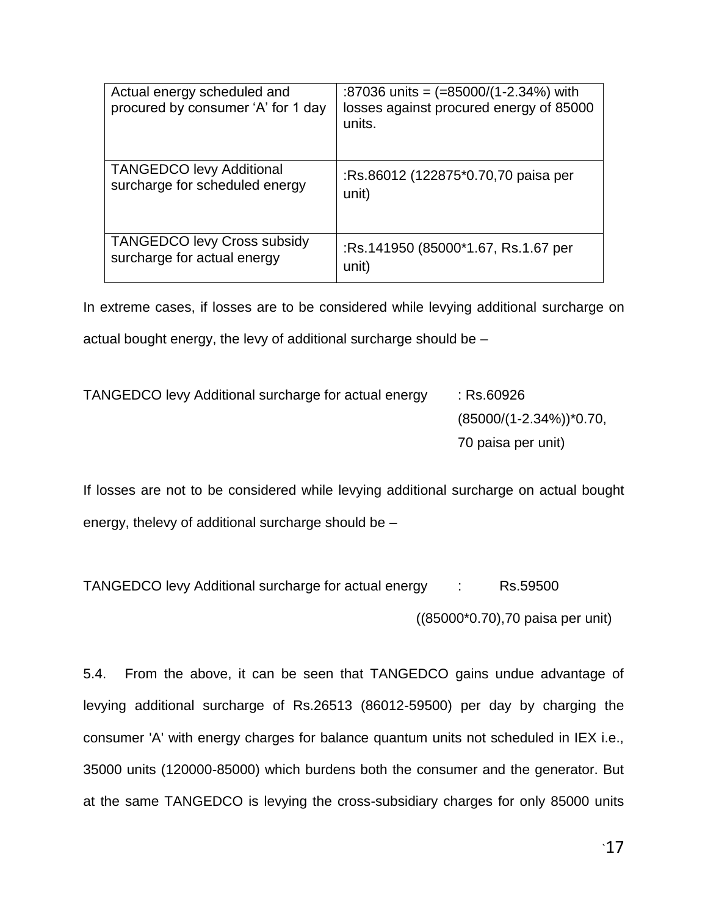| Actual energy scheduled and procured by consumer 'A' for 1 day | :87036 units = (=85000/(1-2.34%) with losses against procured energy of 85000 units. |
|---|---|
| TANGEDCO levy Additional surcharge for scheduled energy | :Rs.86012 (122875*0.70,70 paisa per unit) |
| TANGEDCO levy Cross subsidy surcharge for actual energy | :Rs.141950 (85000*1.67, Rs.1.67 per unit) |

In extreme cases, if losses are to be considered while levying additional surcharge on actual bought energy, the levy of additional surcharge should be –

TANGEDCO levy Additional surcharge for actual energy : Rs.60926 (85000/(1-2.34%))*0.70, 70 paisa per unit)

If losses are not to be considered while levying additional surcharge on actual bought energy, thelevy of additional surcharge should be –

TANGEDCO levy Additional surcharge for actual energy : Rs.59500 ((85000*0.70),70 paisa per unit)

5.4. From the above, it can be seen that TANGEDCO gains undue advantage of levying additional surcharge of Rs.26513 (86012-59500) per day by charging the consumer 'A' with energy charges for balance quantum units not scheduled in IEX i.e., 35000 units (120000-85000) which burdens both the consumer and the generator. But at the same TANGEDCO is levying the cross-subsidiary charges for only 85000 units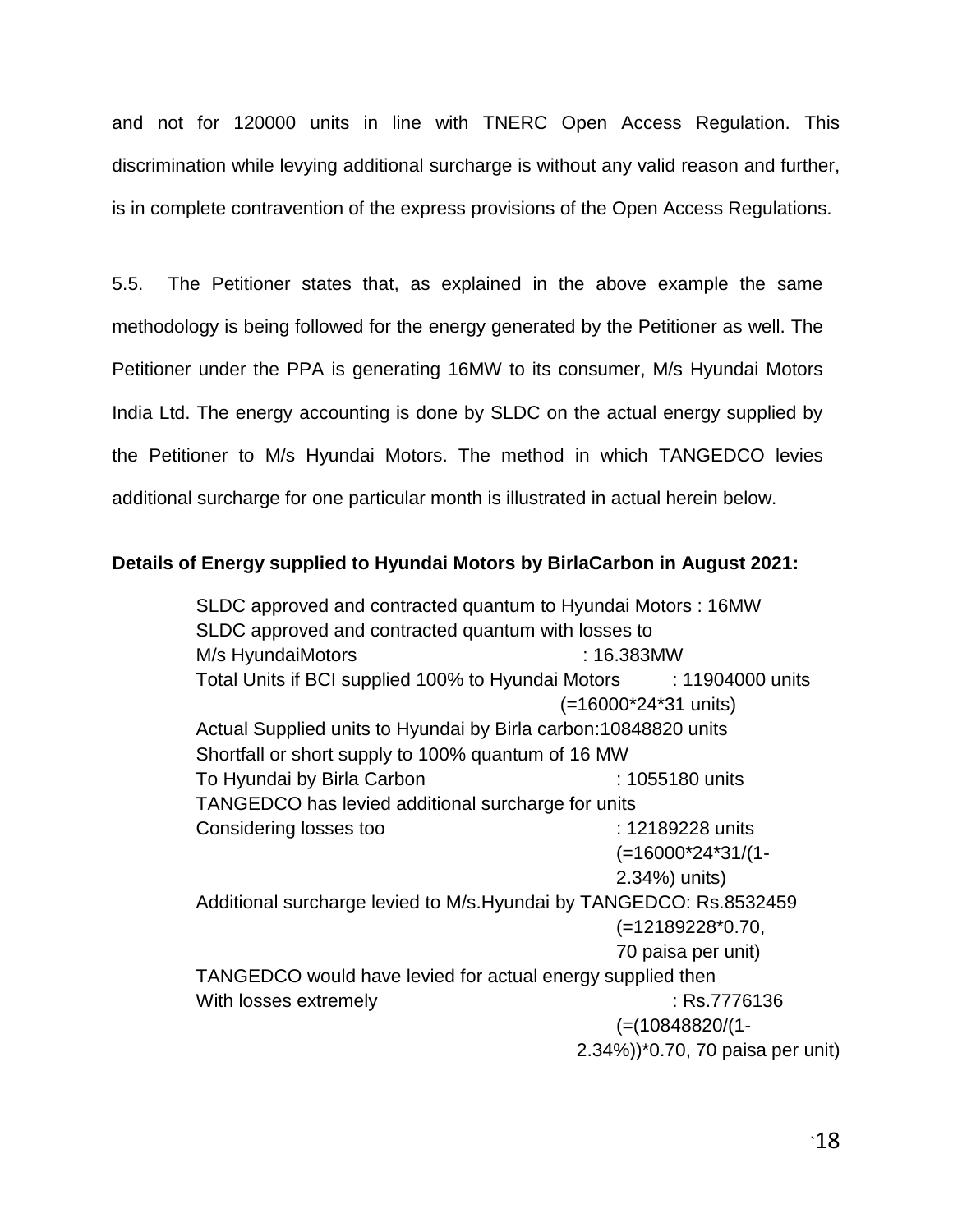and not for 120000 units in line with TNERC Open Access Regulation. This discrimination while levying additional surcharge is without any valid reason and further, is in complete contravention of the express provisions of the Open Access Regulations.

5.5. The Petitioner states that, as explained in the above example the same methodology is being followed for the energy generated by the Petitioner as well. The Petitioner under the PPA is generating 16MW to its consumer, M/s Hyundai Motors India Ltd. The energy accounting is done by SLDC on the actual energy supplied by the Petitioner to M/s Hyundai Motors. The method in which TANGEDCO levies additional surcharge for one particular month is illustrated in actual herein below.

**Details of Energy supplied to Hyundai Motors by BirlaCarbon in August 2021:**

SLDC approved and contracted quantum to Hyundai Motors : 16MW

SLDC approved and contracted quantum with losses to M/s HyundaiMotors : 16.383MW

Total Units if BCI supplied 100% to Hyundai Motors : 11904000 units (=16000*24*31 units)

Actual Supplied units to Hyundai by Birla carbon:10848820 units

Shortfall or short supply to 100% quantum of 16 MW To Hyundai by Birla Carbon : 1055180 units

TANGEDCO has levied additional surcharge for units Considering losses too : 12189228 units (=16000*24*31/(1-2.34%) units)

Additional surcharge levied to M/s.Hyundai by TANGEDCO: Rs.8532459 (=12189228*0.70, 70 paisa per unit)

TANGEDCO would have levied for actual energy supplied then With losses extremely : Rs.7776136 (=(10848820/(1-2.34%))*0.70, 70 paisa per unit)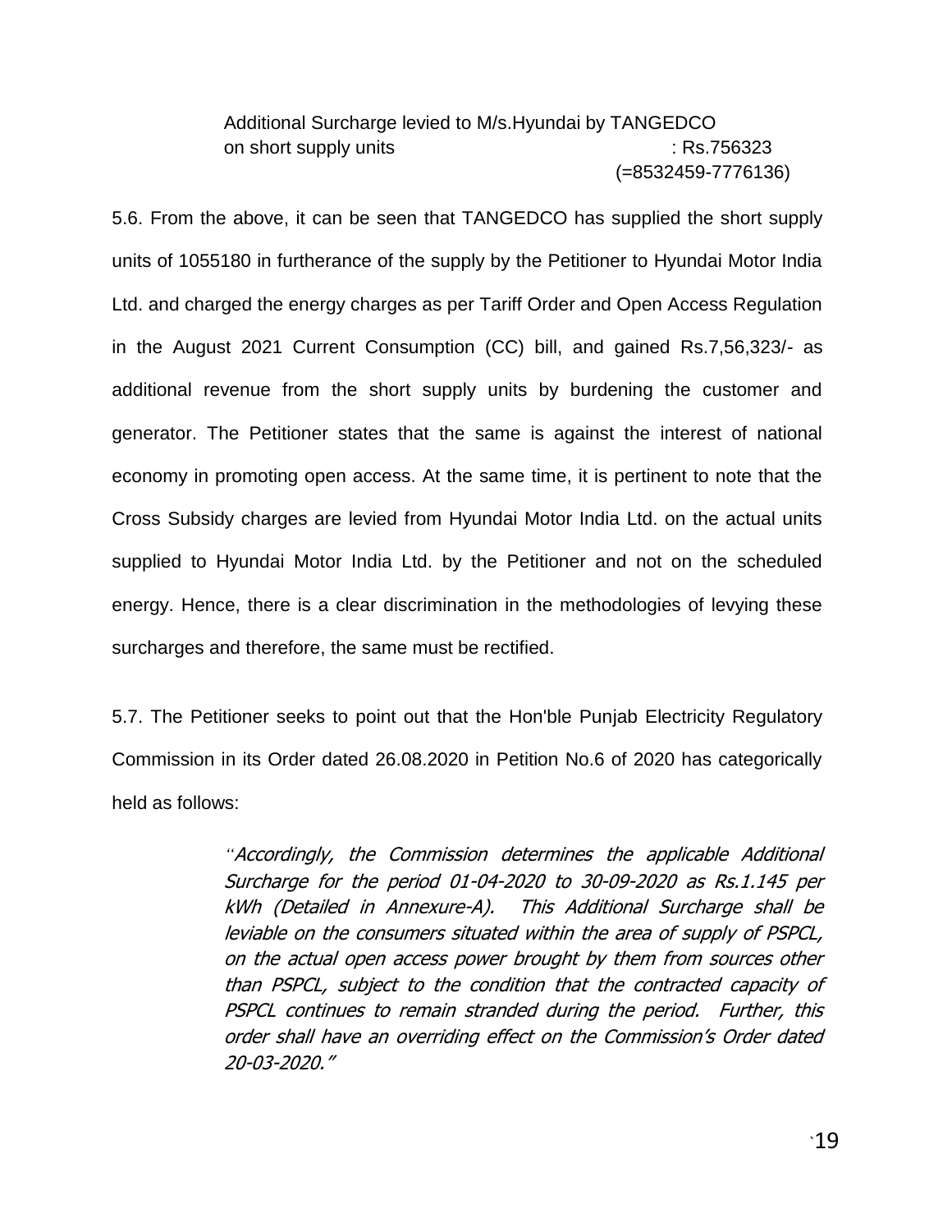Additional Surcharge levied to M/s.Hyundai by TANGEDCO on short supply units : Rs.756323 (=8532459-7776136)

5.6. From the above, it can be seen that TANGEDCO has supplied the short supply units of 1055180 in furtherance of the supply by the Petitioner to Hyundai Motor India Ltd. and charged the energy charges as per Tariff Order and Open Access Regulation in the August 2021 Current Consumption (CC) bill, and gained Rs.7,56,323/- as additional revenue from the short supply units by burdening the customer and generator. The Petitioner states that the same is against the interest of national economy in promoting open access. At the same time, it is pertinent to note that the Cross Subsidy charges are levied from Hyundai Motor India Ltd. on the actual units supplied to Hyundai Motor India Ltd. by the Petitioner and not on the scheduled energy. Hence, there is a clear discrimination in the methodologies of levying these surcharges and therefore, the same must be rectified.

5.7. The Petitioner seeks to point out that the Hon'ble Punjab Electricity Regulatory Commission in its Order dated 26.08.2020 in Petition No.6 of 2020 has categorically held as follows:

> *"Accordingly, the Commission determines the applicable Additional Surcharge for the period 01-04-2020 to 30-09-2020 as Rs.1.145 per kWh (Detailed in Annexure-A). This Additional Surcharge shall be leviable on the consumers situated within the area of supply of PSPCL, on the actual open access power brought by them from sources other than PSPCL, subject to the condition that the contracted capacity of PSPCL continues to remain stranded during the period. Further, this order shall have an overriding effect on the Commission's Order dated 20-03-2020."*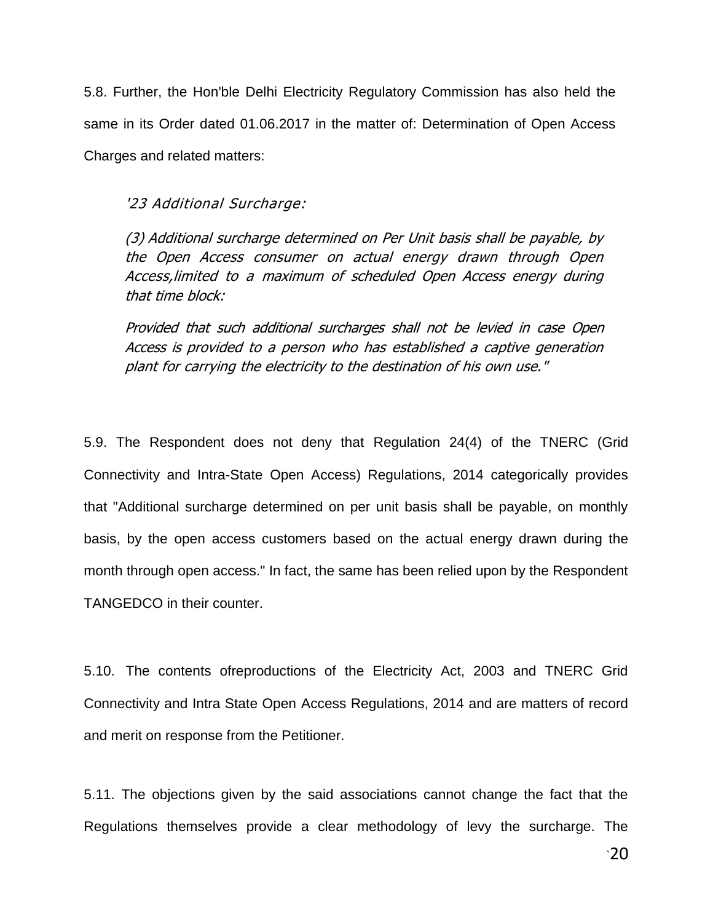5.8. Further, the Hon'ble Delhi Electricity Regulatory Commission has also held the same in its Order dated 01.06.2017 in the matter of: Determination of Open Access Charges and related matters:

> *'23 Additional Surcharge:*
>
> *(3) Additional surcharge determined on Per Unit basis shall be payable, by the Open Access consumer on actual energy drawn through Open Access,limited to a maximum of scheduled Open Access energy during that time block:*
>
> *Provided that such additional surcharges shall not be levied in case Open Access is provided to a person who has established a captive generation plant for carrying the electricity to the destination of his own use."*

5.9. The Respondent does not deny that Regulation 24(4) of the TNERC (Grid Connectivity and Intra-State Open Access) Regulations, 2014 categorically provides that "Additional surcharge determined on per unit basis shall be payable, on monthly basis, by the open access customers based on the actual energy drawn during the month through open access." In fact, the same has been relied upon by the Respondent TANGEDCO in their counter.

5.10. The contents ofreproductions of the Electricity Act, 2003 and TNERC Grid Connectivity and Intra State Open Access Regulations, 2014 and are matters of record and merit on response from the Petitioner.

5.11. The objections given by the said associations cannot change the fact that the Regulations themselves provide a clear methodology of levy the surcharge. The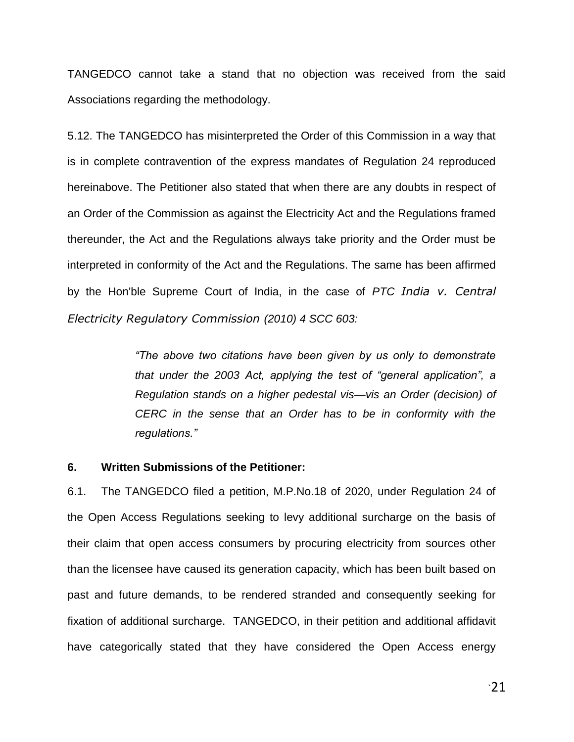TANGEDCO cannot take a stand that no objection was received from the said Associations regarding the methodology.

5.12. The TANGEDCO has misinterpreted the Order of this Commission in a way that is in complete contravention of the express mandates of Regulation 24 reproduced hereinabove. The Petitioner also stated that when there are any doubts in respect of an Order of the Commission as against the Electricity Act and the Regulations framed thereunder, the Act and the Regulations always take priority and the Order must be interpreted in conformity of the Act and the Regulations. The same has been affirmed by the Hon'ble Supreme Court of India, in the case of *PTC India v. Central Electricity Regulatory Commission (2010) 4 SCC 603:*

> *"The above two citations have been given by us only to demonstrate that under the 2003 Act, applying the test of "general application", a Regulation stands on a higher pedestal vis—vis an Order (decision) of CERC in the sense that an Order has to be in conformity with the regulations."*

**6. Written Submissions of the Petitioner:**

6.1. The TANGEDCO filed a petition, M.P.No.18 of 2020, under Regulation 24 of the Open Access Regulations seeking to levy additional surcharge on the basis of their claim that open access consumers by procuring electricity from sources other than the licensee have caused its generation capacity, which has been built based on past and future demands, to be rendered stranded and consequently seeking for fixation of additional surcharge. TANGEDCO, in their petition and additional affidavit have categorically stated that they have considered the Open Access energy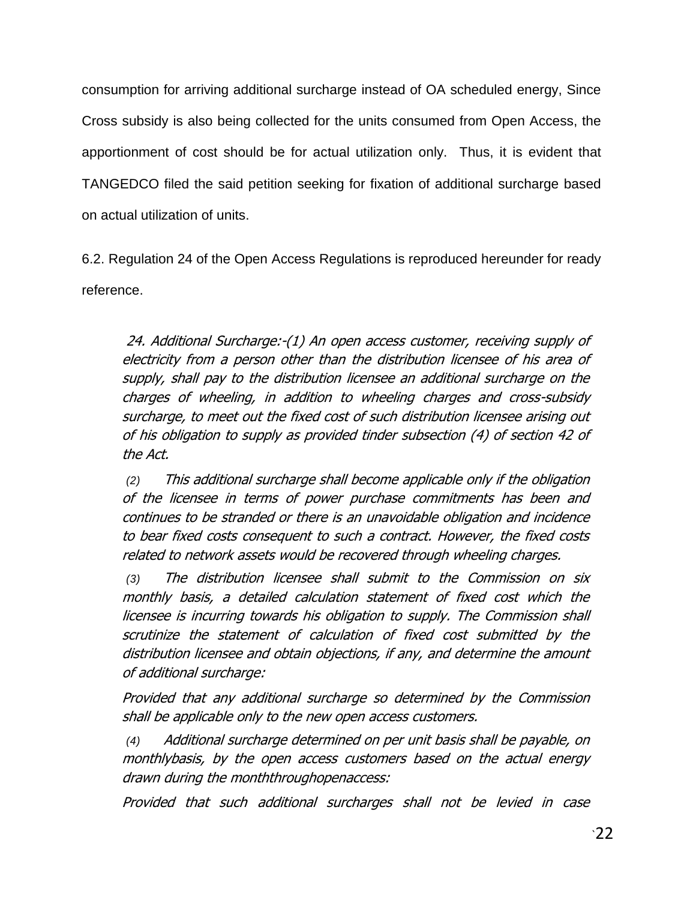consumption for arriving additional surcharge instead of OA scheduled energy, Since Cross subsidy is also being collected for the units consumed from Open Access, the apportionment of cost should be for actual utilization only. Thus, it is evident that TANGEDCO filed the said petition seeking for fixation of additional surcharge based on actual utilization of units.

6.2. Regulation 24 of the Open Access Regulations is reproduced hereunder for ready reference.

> *24. Additional Surcharge:-(1) An open access customer, receiving supply of electricity from a person other than the distribution licensee of his area of supply, shall pay to the distribution licensee an additional surcharge on the charges of wheeling, in addition to wheeling charges and cross-subsidy surcharge, to meet out the fixed cost of such distribution licensee arising out of his obligation to supply as provided tinder subsection (4) of section 42 of the Act.*
>
> *(2) This additional surcharge shall become applicable only if the obligation of the licensee in terms of power purchase commitments has been and continues to be stranded or there is an unavoidable obligation and incidence to bear fixed costs consequent to such a contract. However, the fixed costs related to network assets would be recovered through wheeling charges.*
>
> *(3) The distribution licensee shall submit to the Commission on six monthly basis, a detailed calculation statement of fixed cost which the licensee is incurring towards his obligation to supply. The Commission shall scrutinize the statement of calculation of fixed cost submitted by the distribution licensee and obtain objections, if any, and determine the amount of additional surcharge:*
>
> *Provided that any additional surcharge so determined by the Commission shall be applicable only to the new open access customers.*
>
> *(4) Additional surcharge determined on per unit basis shall be payable, on monthlybasis, by the open access customers based on the actual energy drawn during the monththroughopenaccess:*
>
> *Provided that such additional surcharges shall not be levied in case*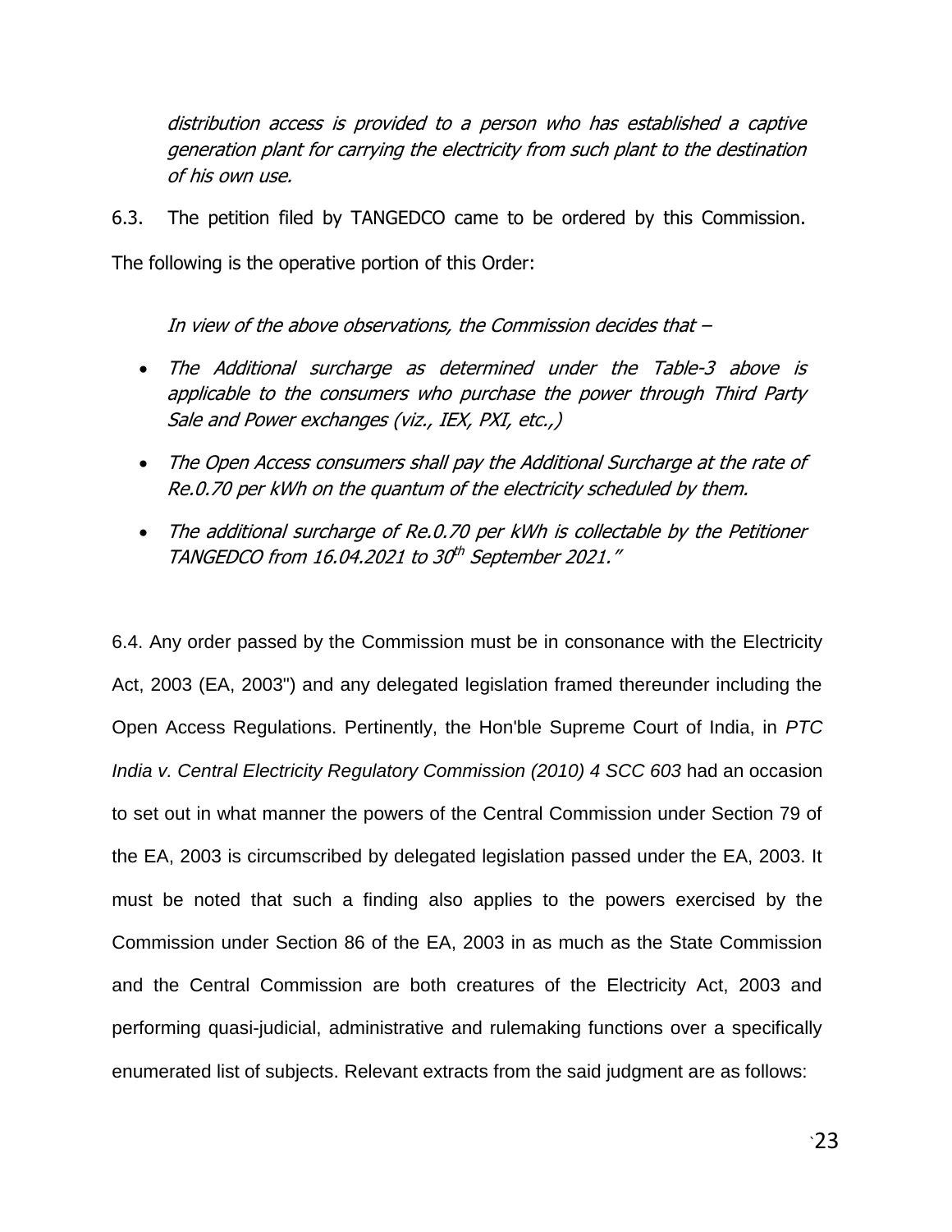*distribution access is provided to a person who has established a captive generation plant for carrying the electricity from such plant to the destination of his own use.*

6.3. The petition filed by TANGEDCO came to be ordered by this Commission. The following is the operative portion of this Order:

*In view of the above observations, the Commission decides that –*

- *The Additional surcharge as determined under the Table-3 above is applicable to the consumers who purchase the power through Third Party Sale and Power exchanges (viz., IEX, PXI, etc.,)*
- *The Open Access consumers shall pay the Additional Surcharge at the rate of Re.0.70 per kWh on the quantum of the electricity scheduled by them.*
- *The additional surcharge of Re.0.70 per kWh is collectable by the Petitioner TANGEDCO from 16.04.2021 to 30th September 2021."*

6.4. Any order passed by the Commission must be in consonance with the Electricity Act, 2003 (EA, 2003") and any delegated legislation framed thereunder including the Open Access Regulations. Pertinently, the Hon'ble Supreme Court of India, in *PTC India v. Central Electricity Regulatory Commission (2010) 4 SCC 603* had an occasion to set out in what manner the powers of the Central Commission under Section 79 of the EA, 2003 is circumscribed by delegated legislation passed under the EA, 2003. It must be noted that such a finding also applies to the powers exercised by the Commission under Section 86 of the EA, 2003 in as much as the State Commission and the Central Commission are both creatures of the Electricity Act, 2003 and performing quasi-judicial, administrative and rulemaking functions over a specifically enumerated list of subjects. Relevant extracts from the said judgment are as follows: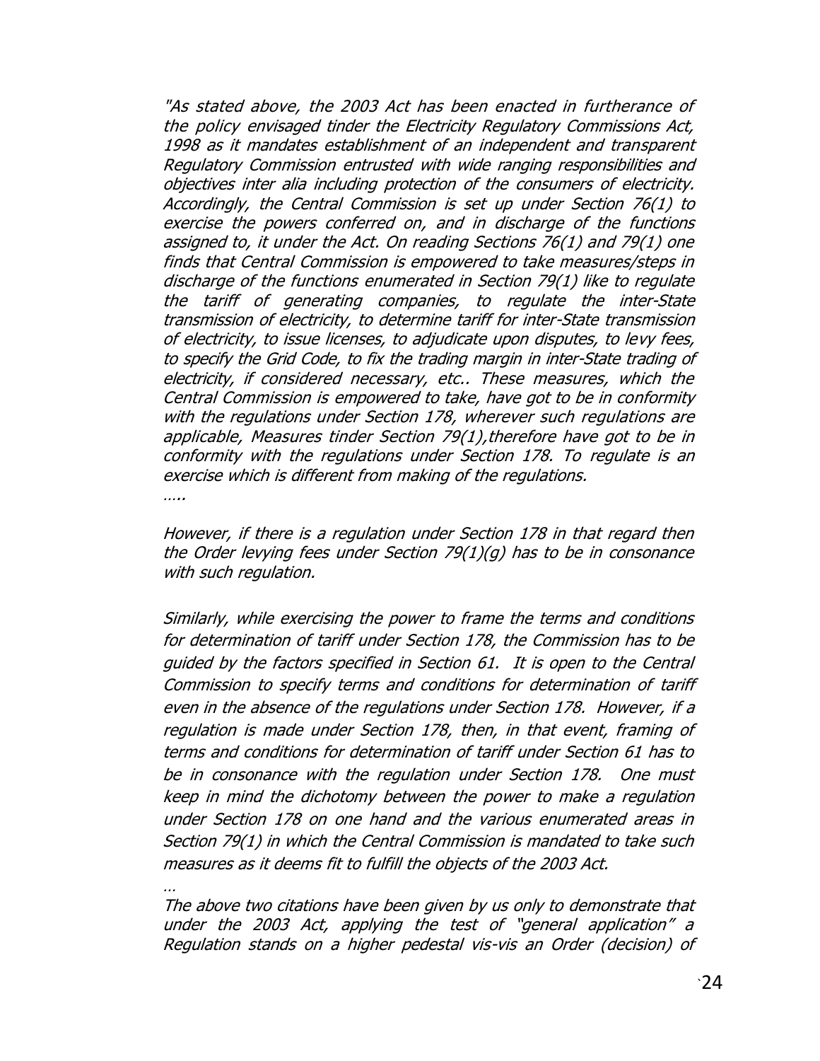*"As stated above, the 2003 Act has been enacted in furtherance of the policy envisaged tinder the Electricity Regulatory Commissions Act, 1998 as it mandates establishment of an independent and transparent Regulatory Commission entrusted with wide ranging responsibilities and objectives inter alia including protection of the consumers of electricity. Accordingly, the Central Commission is set up under Section 76(1) to exercise the powers conferred on, and in discharge of the functions assigned to, it under the Act. On reading Sections 76(1) and 79(1) one finds that Central Commission is empowered to take measures/steps in discharge of the functions enumerated in Section 79(1) like to regulate the tariff of generating companies, to regulate the inter-State transmission of electricity, to determine tariff for inter-State transmission of electricity, to issue licenses, to adjudicate upon disputes, to levy fees, to specify the Grid Code, to fix the trading margin in inter-State trading of electricity, if considered necessary, etc.. These measures, which the Central Commission is empowered to take, have got to be in conformity with the regulations under Section 178, wherever such regulations are applicable, Measures tinder Section 79(1),therefore have got to be in conformity with the regulations under Section 178. To regulate is an exercise which is different from making of the regulations.*

*…..*

*However, if there is a regulation under Section 178 in that regard then the Order levying fees under Section 79(1)(g) has to be in consonance with such regulation.*

*Similarly, while exercising the power to frame the terms and conditions for determination of tariff under Section 178, the Commission has to be guided by the factors specified in Section 61. It is open to the Central Commission to specify terms and conditions for determination of tariff even in the absence of the regulations under Section 178. However, if a regulation is made under Section 178, then, in that event, framing of terms and conditions for determination of tariff under Section 61 has to be in consonance with the regulation under Section 178. One must keep in mind the dichotomy between the power to make a regulation under Section 178 on one hand and the various enumerated areas in Section 79(1) in which the Central Commission is mandated to take such measures as it deems fit to fulfill the objects of the 2003 Act.*

*…*

*The above two citations have been given by us only to demonstrate that under the 2003 Act, applying the test of "general application" a Regulation stands on a higher pedestal vis-vis an Order (decision) of*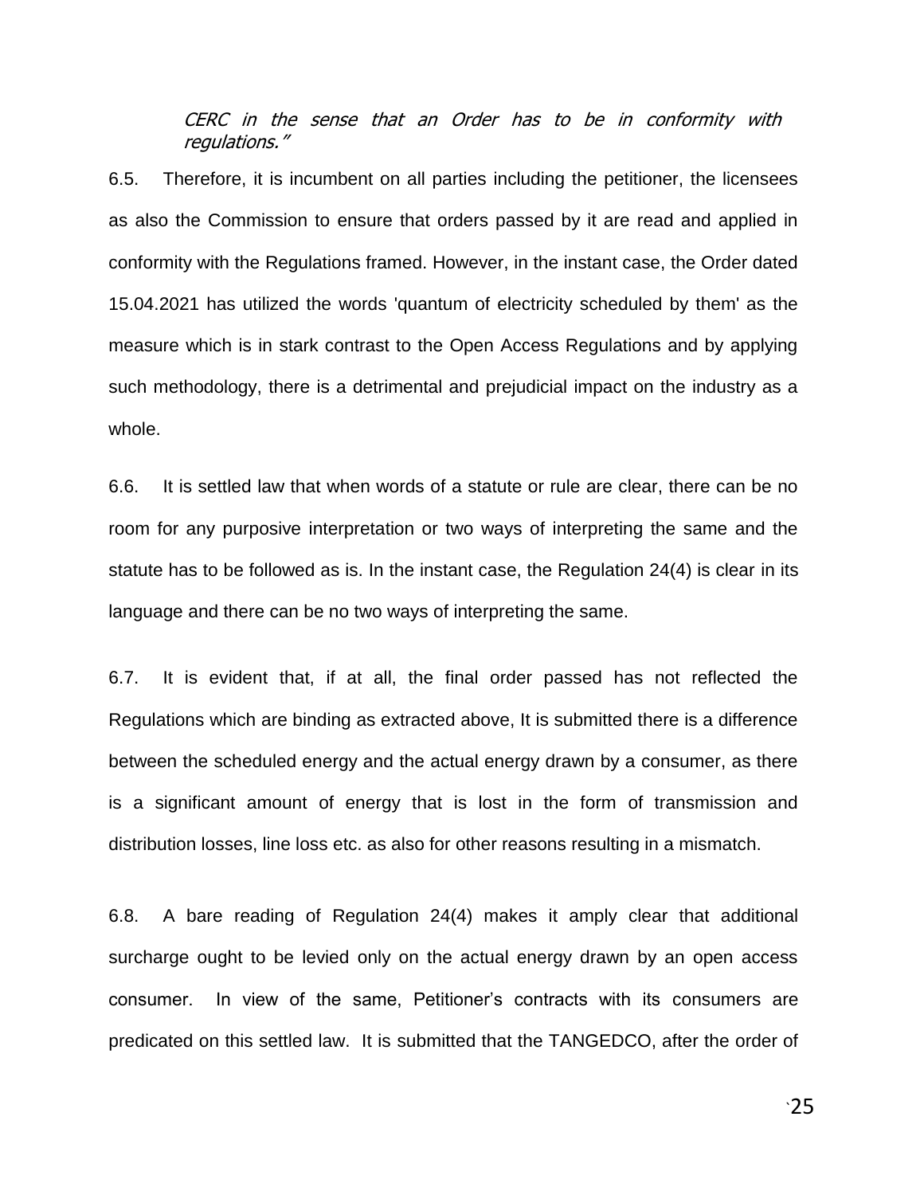*CERC in the sense that an Order has to be in conformity with regulations."*

6.5. Therefore, it is incumbent on all parties including the petitioner, the licensees as also the Commission to ensure that orders passed by it are read and applied in conformity with the Regulations framed. However, in the instant case, the Order dated 15.04.2021 has utilized the words 'quantum of electricity scheduled by them' as the measure which is in stark contrast to the Open Access Regulations and by applying such methodology, there is a detrimental and prejudicial impact on the industry as a whole.

6.6. It is settled law that when words of a statute or rule are clear, there can be no room for any purposive interpretation or two ways of interpreting the same and the statute has to be followed as is. In the instant case, the Regulation 24(4) is clear in its language and there can be no two ways of interpreting the same.

6.7. It is evident that, if at all, the final order passed has not reflected the Regulations which are binding as extracted above, It is submitted there is a difference between the scheduled energy and the actual energy drawn by a consumer, as there is a significant amount of energy that is lost in the form of transmission and distribution losses, line loss etc. as also for other reasons resulting in a mismatch.

6.8. A bare reading of Regulation 24(4) makes it amply clear that additional surcharge ought to be levied only on the actual energy drawn by an open access consumer. In view of the same, Petitioner's contracts with its consumers are predicated on this settled law. It is submitted that the TANGEDCO, after the order of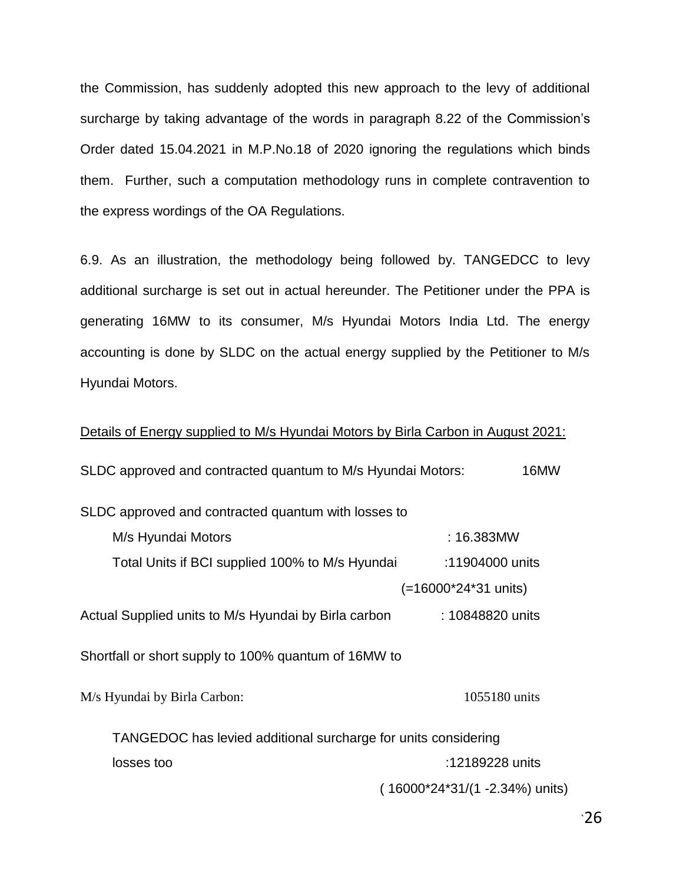the Commission, has suddenly adopted this new approach to the levy of additional surcharge by taking advantage of the words in paragraph 8.22 of the Commission's Order dated 15.04.2021 in M.P.No.18 of 2020 ignoring the regulations which binds them. Further, such a computation methodology runs in complete contravention to the express wordings of the OA Regulations.

6.9. As an illustration, the methodology being followed by. TANGEDCC to levy additional surcharge is set out in actual hereunder. The Petitioner under the PPA is generating 16MW to its consumer, M/s Hyundai Motors India Ltd. The energy accounting is done by SLDC on the actual energy supplied by the Petitioner to M/s Hyundai Motors.

<u>Details of Energy supplied to M/s Hyundai Motors by Birla Carbon in August 2021:</u>

SLDC approved and contracted quantum to M/s Hyundai Motors: 16MW

SLDC approved and contracted quantum with losses to

M/s Hyundai Motors : 16.383MW

Total Units if BCI supplied 100% to M/s Hyundai :11904000 units (=16000*24*31 units)

Actual Supplied units to M/s Hyundai by Birla carbon : 10848820 units

Shortfall or short supply to 100% quantum of 16MW to

M/s Hyundai by Birla Carbon: 1055180 units

TANGEDOC has levied additional surcharge for units considering losses too :12189228 units ( 16000*24*31/(1 -2.34%) units)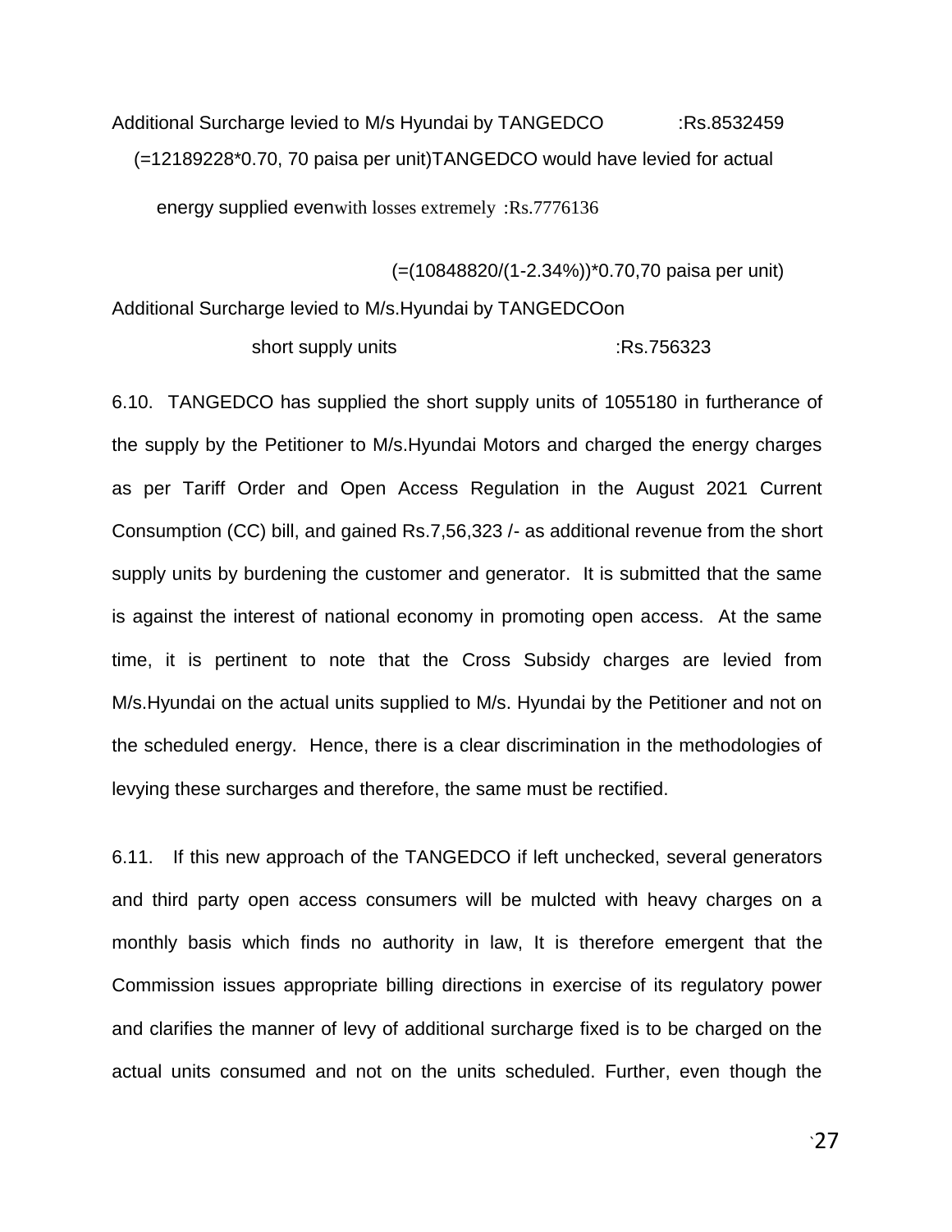Additional Surcharge levied to M/s Hyundai by TANGEDCO :Rs.8532459

(=12189228*0.70, 70 paisa per unit)TANGEDCO would have levied for actual energy supplied evenwith losses extremely :Rs.7776136

(=(10848820/(1-2.34%))*0.70,70 paisa per unit)

Additional Surcharge levied to M/s.Hyundai by TANGEDCOon short supply units :Rs.756323

6.10. TANGEDCO has supplied the short supply units of 1055180 in furtherance of the supply by the Petitioner to M/s.Hyundai Motors and charged the energy charges as per Tariff Order and Open Access Regulation in the August 2021 Current Consumption (CC) bill, and gained Rs.7,56,323 /- as additional revenue from the short supply units by burdening the customer and generator. It is submitted that the same is against the interest of national economy in promoting open access. At the same time, it is pertinent to note that the Cross Subsidy charges are levied from M/s.Hyundai on the actual units supplied to M/s. Hyundai by the Petitioner and not on the scheduled energy. Hence, there is a clear discrimination in the methodologies of levying these surcharges and therefore, the same must be rectified.

6.11. If this new approach of the TANGEDCO if left unchecked, several generators and third party open access consumers will be mulcted with heavy charges on a monthly basis which finds no authority in law, It is therefore emergent that the Commission issues appropriate billing directions in exercise of its regulatory power and clarifies the manner of levy of additional surcharge fixed is to be charged on the actual units consumed and not on the units scheduled. Further, even though the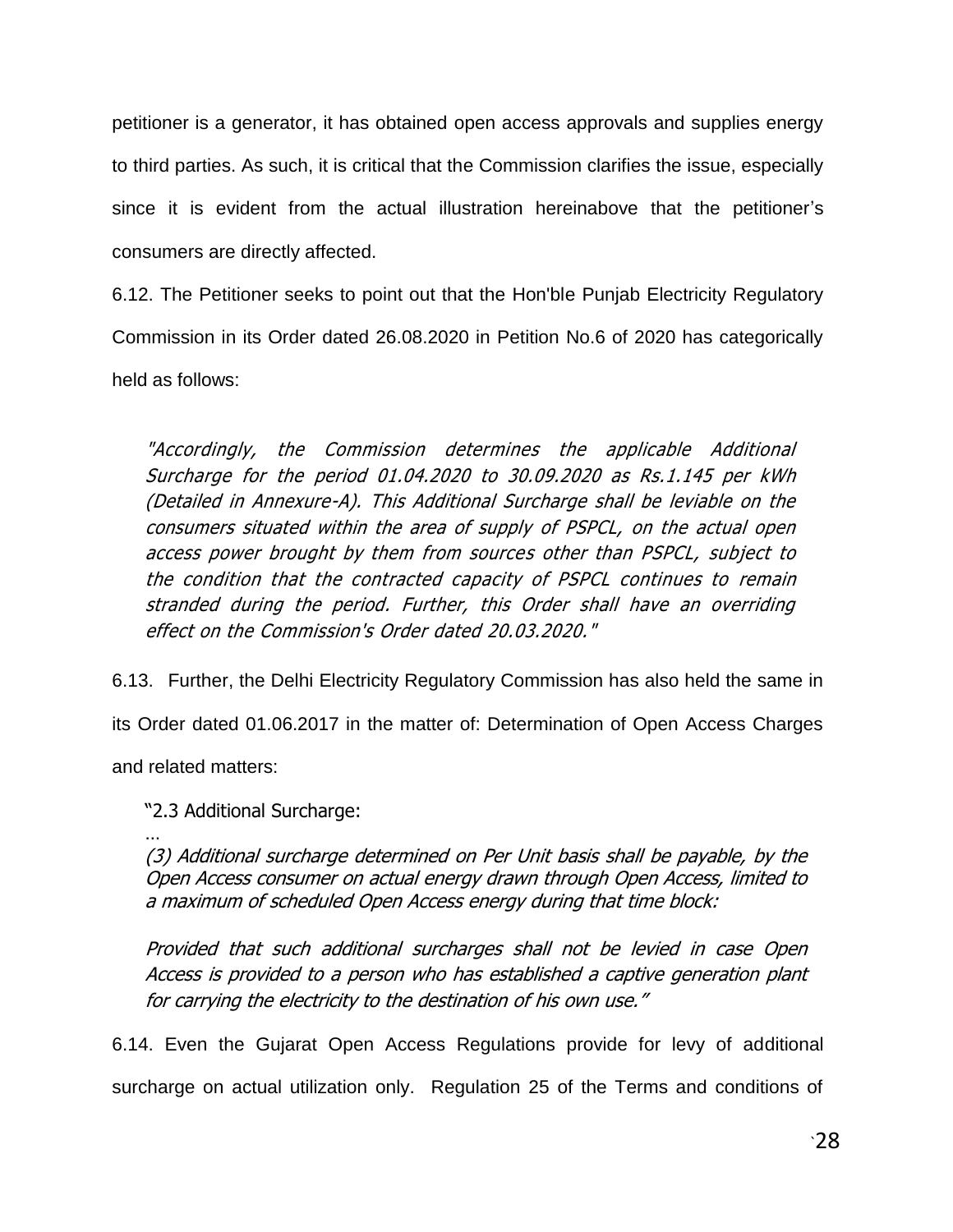petitioner is a generator, it has obtained open access approvals and supplies energy to third parties. As such, it is critical that the Commission clarifies the issue, especially since it is evident from the actual illustration hereinabove that the petitioner's consumers are directly affected.

6.12. The Petitioner seeks to point out that the Hon'ble Punjab Electricity Regulatory Commission in its Order dated 26.08.2020 in Petition No.6 of 2020 has categorically held as follows:

> *"Accordingly, the Commission determines the applicable Additional Surcharge for the period 01.04.2020 to 30.09.2020 as Rs.1.145 per kWh (Detailed in Annexure-A). This Additional Surcharge shall be leviable on the consumers situated within the area of supply of PSPCL, on the actual open access power brought by them from sources other than PSPCL, subject to the condition that the contracted capacity of PSPCL continues to remain stranded during the period. Further, this Order shall have an overriding effect on the Commission's Order dated 20.03.2020."*

6.13. Further, the Delhi Electricity Regulatory Commission has also held the same in its Order dated 01.06.2017 in the matter of: Determination of Open Access Charges and related matters:

> "2.3 Additional Surcharge:
>
> ...
>
> *(3) Additional surcharge determined on Per Unit basis shall be payable, by the Open Access consumer on actual energy drawn through Open Access, limited to a maximum of scheduled Open Access energy during that time block:*
>
> *Provided that such additional surcharges shall not be levied in case Open Access is provided to a person who has established a captive generation plant for carrying the electricity to the destination of his own use."*

6.14. Even the Gujarat Open Access Regulations provide for levy of additional surcharge on actual utilization only. Regulation 25 of the Terms and conditions of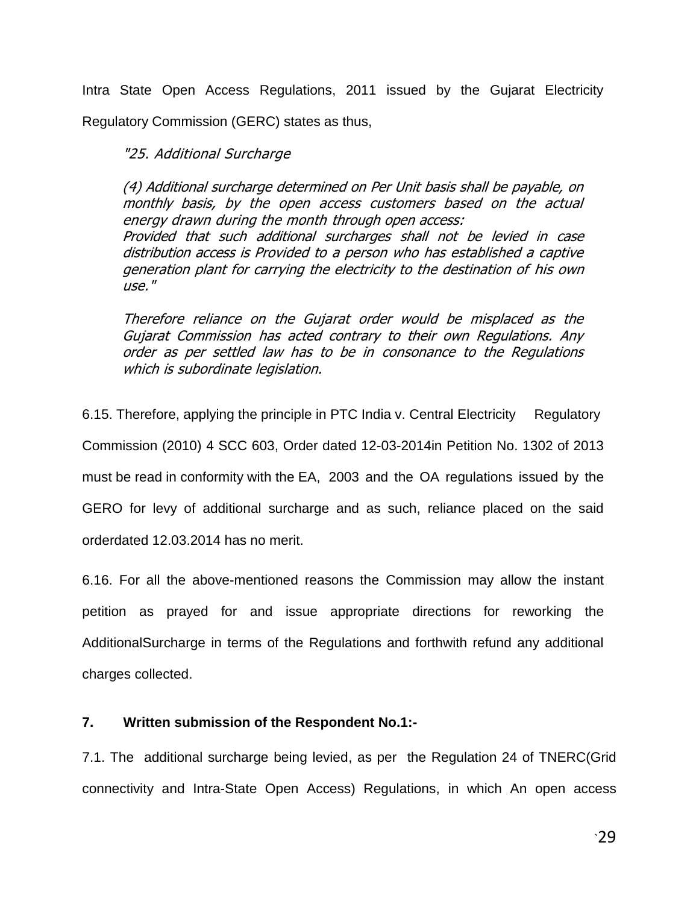Intra State Open Access Regulations, 2011 issued by the Gujarat Electricity Regulatory Commission (GERC) states as thus,

> *"25. Additional Surcharge*
>
> *(4) Additional surcharge determined on Per Unit basis shall be payable, on monthly basis, by the open access customers based on the actual energy drawn during the month through open access:*
> *Provided that such additional surcharges shall not be levied in case distribution access is Provided to a person who has established a captive generation plant for carrying the electricity to the destination of his own use."*
>
> *Therefore reliance on the Gujarat order would be misplaced as the Gujarat Commission has acted contrary to their own Regulations. Any order as per settled law has to be in consonance to the Regulations which is subordinate legislation.*

6.15. Therefore, applying the principle in PTC India v. Central Electricity Regulatory Commission (2010) 4 SCC 603, Order dated 12-03-2014in Petition No. 1302 of 2013 must be read in conformity with the EA, 2003 and the OA regulations issued by the GERO for levy of additional surcharge and as such, reliance placed on the said orderdated 12.03.2014 has no merit.

6.16. For all the above-mentioned reasons the Commission may allow the instant petition as prayed for and issue appropriate directions for reworking the AdditionalSurcharge in terms of the Regulations and forthwith refund any additional charges collected.

**7. Written submission of the Respondent No.1:-**

7.1. The additional surcharge being levied, as per the Regulation 24 of TNERC(Grid connectivity and Intra-State Open Access) Regulations, in which An open access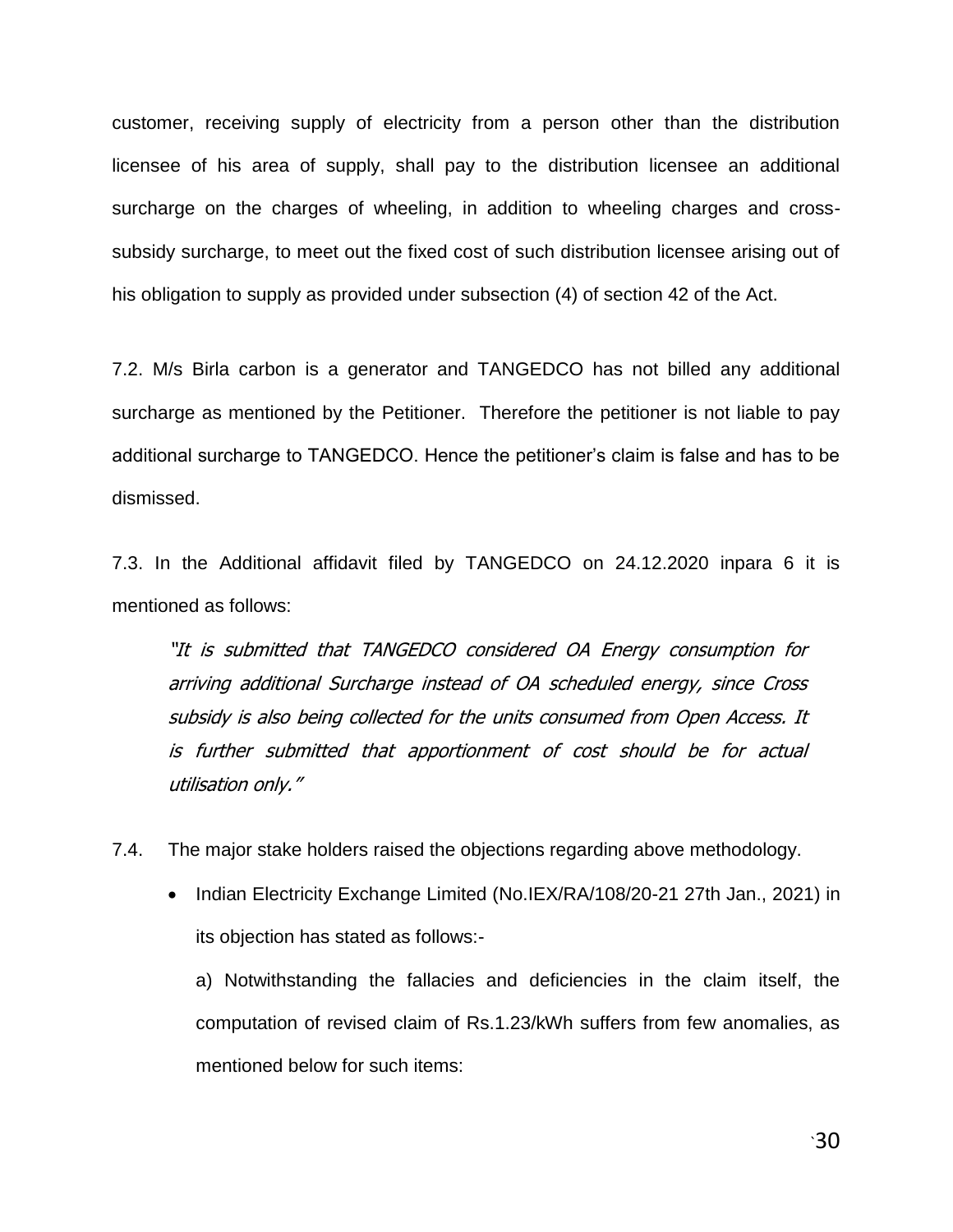customer, receiving supply of electricity from a person other than the distribution licensee of his area of supply, shall pay to the distribution licensee an additional surcharge on the charges of wheeling, in addition to wheeling charges and cross-subsidy surcharge, to meet out the fixed cost of such distribution licensee arising out of his obligation to supply as provided under subsection (4) of section 42 of the Act.

7.2. M/s Birla carbon is a generator and TANGEDCO has not billed any additional surcharge as mentioned by the Petitioner. Therefore the petitioner is not liable to pay additional surcharge to TANGEDCO. Hence the petitioner's claim is false and has to be dismissed.

7.3. In the Additional affidavit filed by TANGEDCO on 24.12.2020 inpara 6 it is mentioned as follows:

> *"It is submitted that TANGEDCO considered OA Energy consumption for arriving additional Surcharge instead of OA scheduled energy, since Cross subsidy is also being collected for the units consumed from Open Access. It is further submitted that apportionment of cost should be for actual utilisation only."*

7.4. The major stake holders raised the objections regarding above methodology.

- Indian Electricity Exchange Limited (No.IEX/RA/108/20-21 27th Jan., 2021) in its objection has stated as follows:-

  a) Notwithstanding the fallacies and deficiencies in the claim itself, the computation of revised claim of Rs.1.23/kWh suffers from few anomalies, as mentioned below for such items: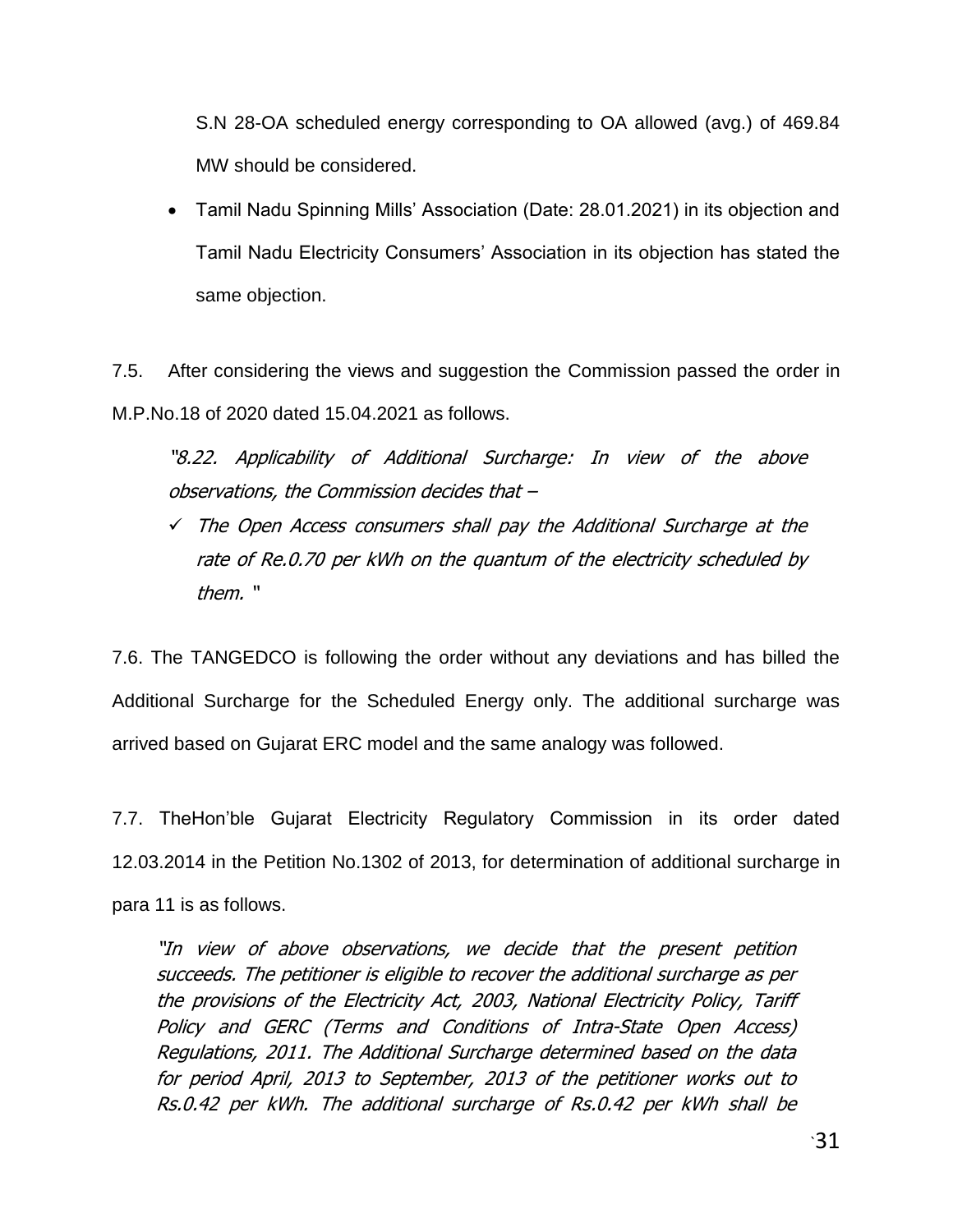S.N 28-OA scheduled energy corresponding to OA allowed (avg.) of 469.84 MW should be considered.

- Tamil Nadu Spinning Mills' Association (Date: 28.01.2021) in its objection and Tamil Nadu Electricity Consumers' Association in its objection has stated the same objection.

7.5. After considering the views and suggestion the Commission passed the order in M.P.No.18 of 2020 dated 15.04.2021 as follows.

> *"8.22. Applicability of Additional Surcharge: In view of the above observations, the Commission decides that –*
>
> - ✓ *The Open Access consumers shall pay the Additional Surcharge at the rate of Re.0.70 per kWh on the quantum of the electricity scheduled by them.* "

7.6. The TANGEDCO is following the order without any deviations and has billed the Additional Surcharge for the Scheduled Energy only. The additional surcharge was arrived based on Gujarat ERC model and the same analogy was followed.

7.7. TheHon'ble Gujarat Electricity Regulatory Commission in its order dated 12.03.2014 in the Petition No.1302 of 2013, for determination of additional surcharge in para 11 is as follows.

> *"In view of above observations, we decide that the present petition succeeds. The petitioner is eligible to recover the additional surcharge as per the provisions of the Electricity Act, 2003, National Electricity Policy, Tariff Policy and GERC (Terms and Conditions of Intra-State Open Access) Regulations, 2011. The Additional Surcharge determined based on the data for period April, 2013 to September, 2013 of the petitioner works out to Rs.0.42 per kWh. The additional surcharge of Rs.0.42 per kWh shall be*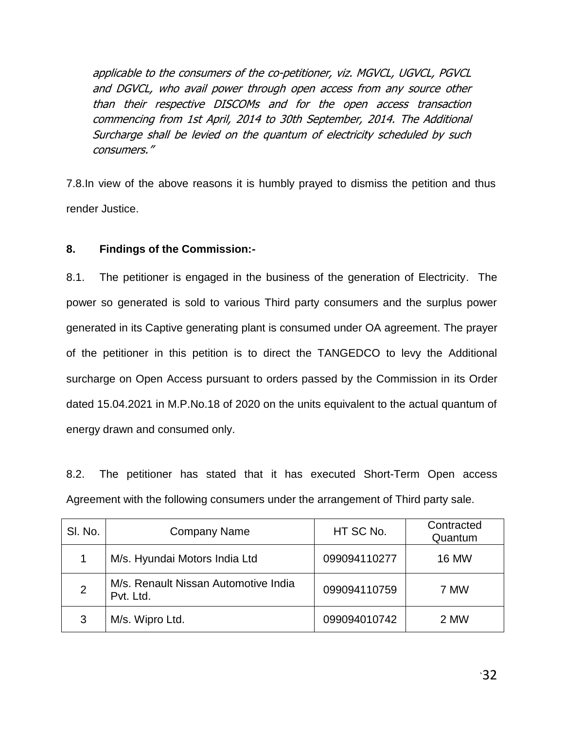*applicable to the consumers of the co-petitioner, viz. MGVCL, UGVCL, PGVCL and DGVCL, who avail power through open access from any source other than their respective DISCOMs and for the open access transaction commencing from 1st April, 2014 to 30th September, 2014. The Additional Surcharge shall be levied on the quantum of electricity scheduled by such consumers."*

7.8.In view of the above reasons it is humbly prayed to dismiss the petition and thus render Justice.

**8. Findings of the Commission:-**

8.1. The petitioner is engaged in the business of the generation of Electricity. The power so generated is sold to various Third party consumers and the surplus power generated in its Captive generating plant is consumed under OA agreement. The prayer of the petitioner in this petition is to direct the TANGEDCO to levy the Additional surcharge on Open Access pursuant to orders passed by the Commission in its Order dated 15.04.2021 in M.P.No.18 of 2020 on the units equivalent to the actual quantum of energy drawn and consumed only.

8.2. The petitioner has stated that it has executed Short-Term Open access Agreement with the following consumers under the arrangement of Third party sale.

| Sl. No. | Company Name | HT SC No. | Contracted Quantum |
|---|---|---|---|
| 1 | M/s. Hyundai Motors India Ltd | 099094110277 | 16 MW |
| 2 | M/s. Renault Nissan Automotive India Pvt. Ltd. | 099094110759 | 7 MW |
| 3 | M/s. Wipro Ltd. | 099094010742 | 2 MW |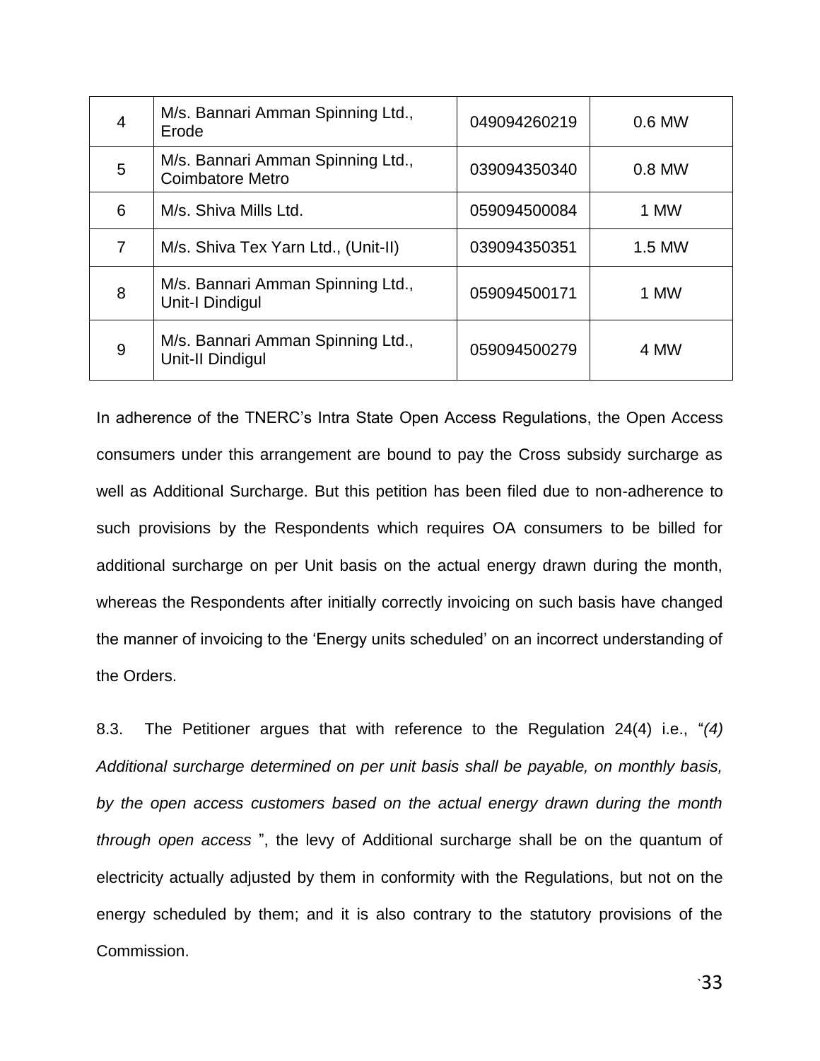| 4 | M/s. Bannari Amman Spinning Ltd., Erode | 049094260219 | 0.6 MW |
|---|---|---|---|
| 5 | M/s. Bannari Amman Spinning Ltd., Coimbatore Metro | 039094350340 | 0.8 MW |
| 6 | M/s. Shiva Mills Ltd. | 059094500084 | 1 MW |
| 7 | M/s. Shiva Tex Yarn Ltd., (Unit-II) | 039094350351 | 1.5 MW |
| 8 | M/s. Bannari Amman Spinning Ltd., Unit-I Dindigul | 059094500171 | 1 MW |
| 9 | M/s. Bannari Amman Spinning Ltd., Unit-II Dindigul | 059094500279 | 4 MW |

In adherence of the TNERC's Intra State Open Access Regulations, the Open Access consumers under this arrangement are bound to pay the Cross subsidy surcharge as well as Additional Surcharge. But this petition has been filed due to non-adherence to such provisions by the Respondents which requires OA consumers to be billed for additional surcharge on per Unit basis on the actual energy drawn during the month, whereas the Respondents after initially correctly invoicing on such basis have changed the manner of invoicing to the 'Energy units scheduled' on an incorrect understanding of the Orders.

8.3. The Petitioner argues that with reference to the Regulation 24(4) i.e., "*(4) Additional surcharge determined on per unit basis shall be payable, on monthly basis, by the open access customers based on the actual energy drawn during the month through open access* ", the levy of Additional surcharge shall be on the quantum of electricity actually adjusted by them in conformity with the Regulations, but not on the energy scheduled by them; and it is also contrary to the statutory provisions of the Commission.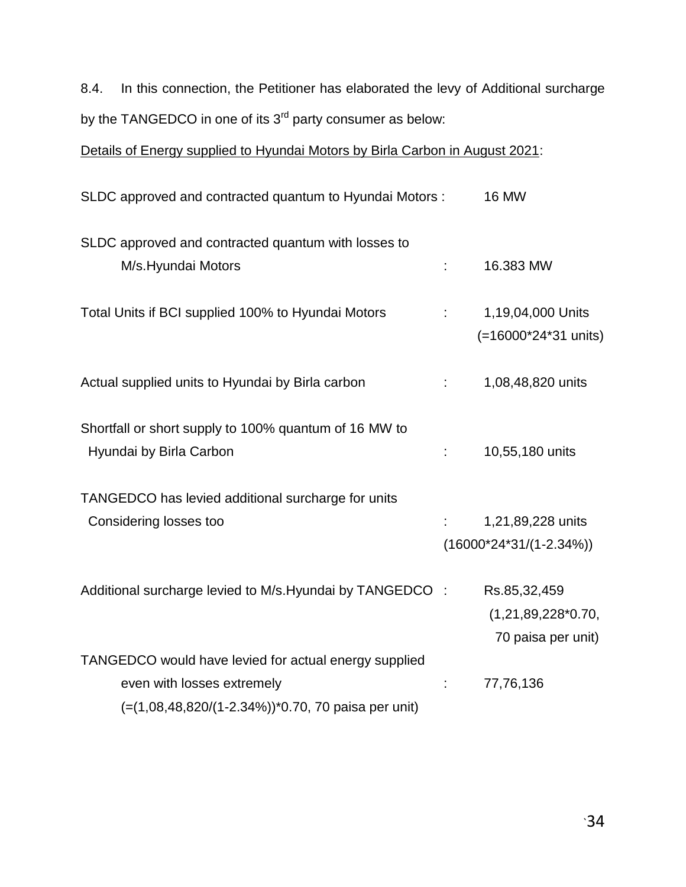8.4. In this connection, the Petitioner has elaborated the levy of Additional surcharge by the TANGEDCO in one of its 3rd party consumer as below:

<u>Details of Energy supplied to Hyundai Motors by Birla Carbon in August 2021</u>:

| | | |
|---|---|---|
| SLDC approved and contracted quantum to Hyundai Motors | : | 16 MW |
| SLDC approved and contracted quantum with losses to M/s.Hyundai Motors | : | 16.383 MW |
| Total Units if BCI supplied 100% to Hyundai Motors | : | 1,19,04,000 Units (=16000*24*31 units) |
| Actual supplied units to Hyundai by Birla carbon | : | 1,08,48,820 units |
| Shortfall or short supply to 100% quantum of 16 MW to Hyundai by Birla Carbon | : | 10,55,180 units |
| TANGEDCO has levied additional surcharge for units Considering losses too | : | 1,21,89,228 units (16000*24*31/(1-2.34%)) |
| Additional surcharge levied to M/s.Hyundai by TANGEDCO | : | Rs.85,32,459 (1,21,89,228*0.70, 70 paisa per unit) |
| TANGEDCO would have levied for actual energy supplied even with losses extremely (=(1,08,48,820/(1-2.34%))*0.70, 70 paisa per unit) | : | 77,76,136 |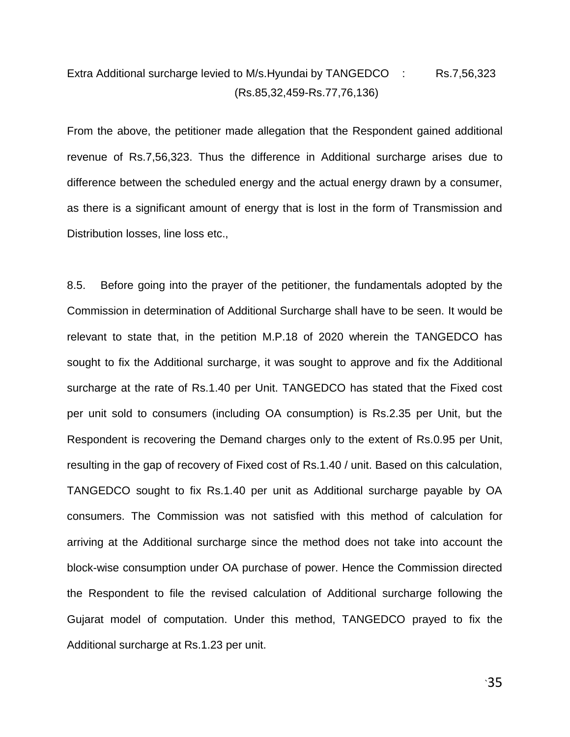Extra Additional surcharge levied to M/s.Hyundai by TANGEDCO : Rs.7,56,323
(Rs.85,32,459-Rs.77,76,136)

From the above, the petitioner made allegation that the Respondent gained additional revenue of Rs.7,56,323. Thus the difference in Additional surcharge arises due to difference between the scheduled energy and the actual energy drawn by a consumer, as there is a significant amount of energy that is lost in the form of Transmission and Distribution losses, line loss etc.,

8.5. Before going into the prayer of the petitioner, the fundamentals adopted by the Commission in determination of Additional Surcharge shall have to be seen. It would be relevant to state that, in the petition M.P.18 of 2020 wherein the TANGEDCO has sought to fix the Additional surcharge, it was sought to approve and fix the Additional surcharge at the rate of Rs.1.40 per Unit. TANGEDCO has stated that the Fixed cost per unit sold to consumers (including OA consumption) is Rs.2.35 per Unit, but the Respondent is recovering the Demand charges only to the extent of Rs.0.95 per Unit, resulting in the gap of recovery of Fixed cost of Rs.1.40 / unit. Based on this calculation, TANGEDCO sought to fix Rs.1.40 per unit as Additional surcharge payable by OA consumers. The Commission was not satisfied with this method of calculation for arriving at the Additional surcharge since the method does not take into account the block-wise consumption under OA purchase of power. Hence the Commission directed the Respondent to file the revised calculation of Additional surcharge following the Gujarat model of computation. Under this method, TANGEDCO prayed to fix the Additional surcharge at Rs.1.23 per unit.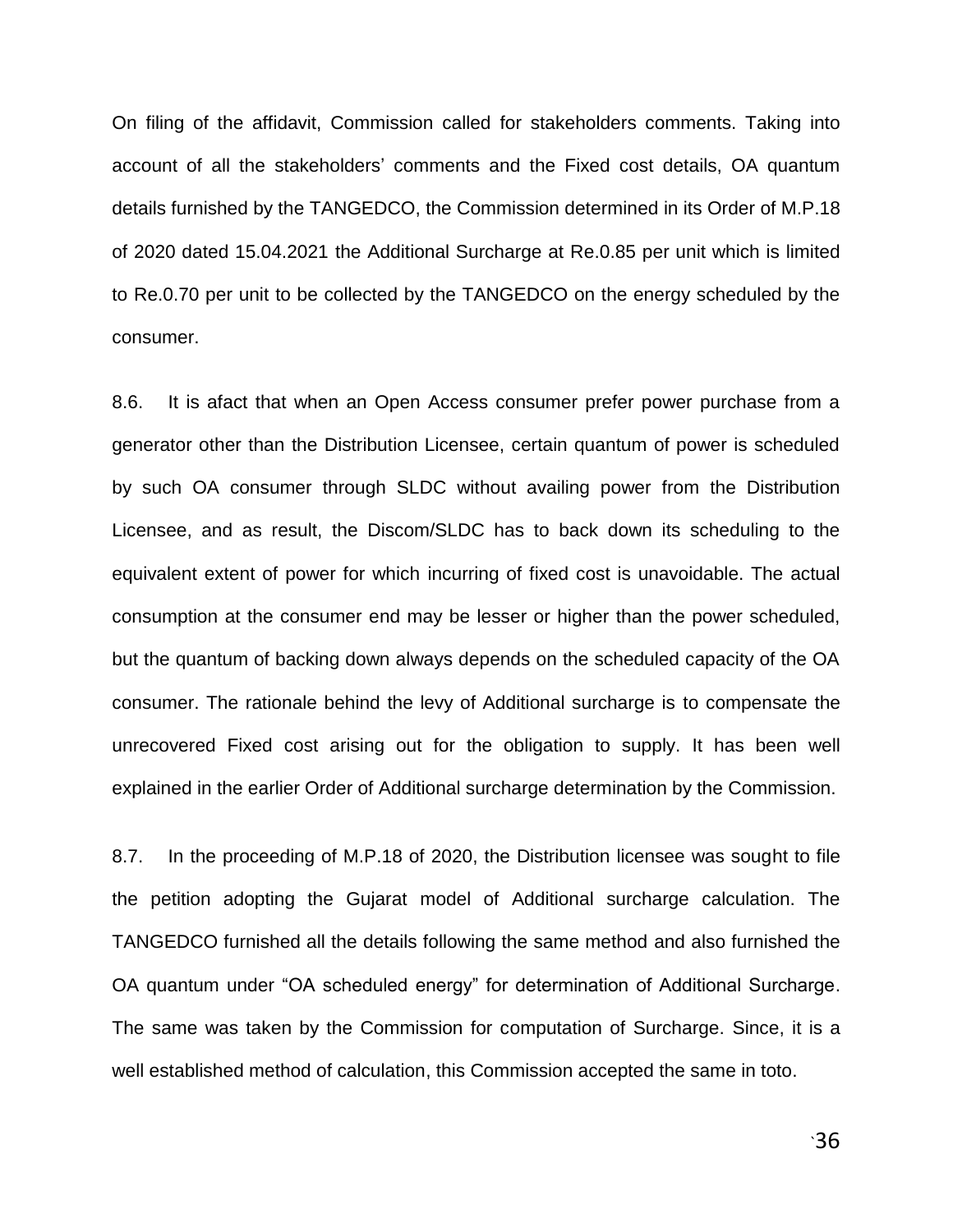On filing of the affidavit, Commission called for stakeholders comments. Taking into account of all the stakeholders' comments and the Fixed cost details, OA quantum details furnished by the TANGEDCO, the Commission determined in its Order of M.P.18 of 2020 dated 15.04.2021 the Additional Surcharge at Re.0.85 per unit which is limited to Re.0.70 per unit to be collected by the TANGEDCO on the energy scheduled by the consumer.

8.6. It is afact that when an Open Access consumer prefer power purchase from a generator other than the Distribution Licensee, certain quantum of power is scheduled by such OA consumer through SLDC without availing power from the Distribution Licensee, and as result, the Discom/SLDC has to back down its scheduling to the equivalent extent of power for which incurring of fixed cost is unavoidable. The actual consumption at the consumer end may be lesser or higher than the power scheduled, but the quantum of backing down always depends on the scheduled capacity of the OA consumer. The rationale behind the levy of Additional surcharge is to compensate the unrecovered Fixed cost arising out for the obligation to supply. It has been well explained in the earlier Order of Additional surcharge determination by the Commission.

8.7. In the proceeding of M.P.18 of 2020, the Distribution licensee was sought to file the petition adopting the Gujarat model of Additional surcharge calculation. The TANGEDCO furnished all the details following the same method and also furnished the OA quantum under "OA scheduled energy" for determination of Additional Surcharge. The same was taken by the Commission for computation of Surcharge. Since, it is a well established method of calculation, this Commission accepted the same in toto.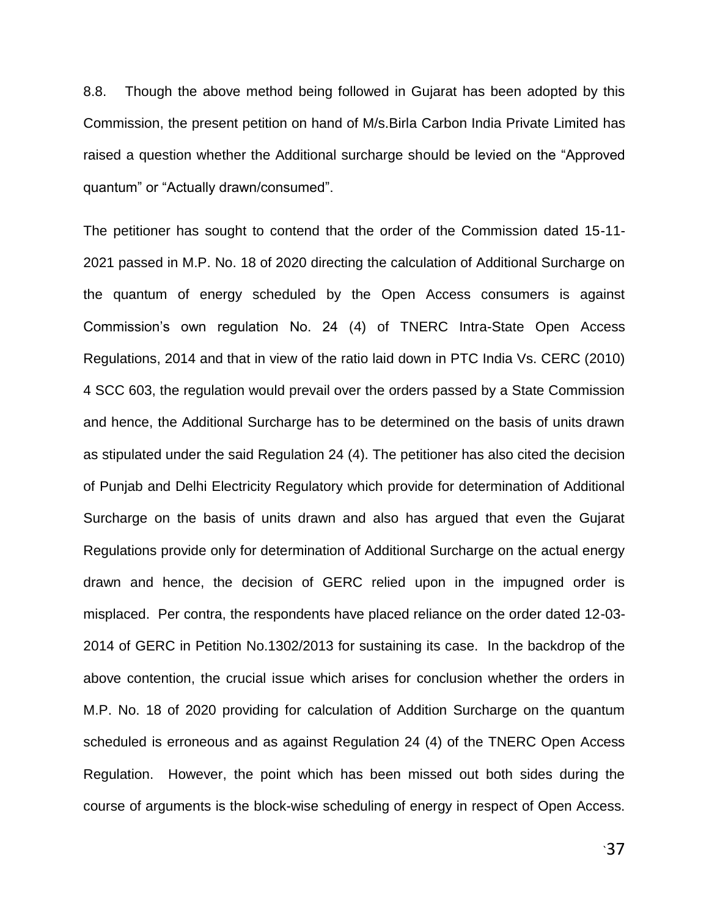8.8. Though the above method being followed in Gujarat has been adopted by this Commission, the present petition on hand of M/s.Birla Carbon India Private Limited has raised a question whether the Additional surcharge should be levied on the "Approved quantum" or "Actually drawn/consumed".

The petitioner has sought to contend that the order of the Commission dated 15-11-2021 passed in M.P. No. 18 of 2020 directing the calculation of Additional Surcharge on the quantum of energy scheduled by the Open Access consumers is against Commission's own regulation No. 24 (4) of TNERC Intra-State Open Access Regulations, 2014 and that in view of the ratio laid down in PTC India Vs. CERC (2010) 4 SCC 603, the regulation would prevail over the orders passed by a State Commission and hence, the Additional Surcharge has to be determined on the basis of units drawn as stipulated under the said Regulation 24 (4). The petitioner has also cited the decision of Punjab and Delhi Electricity Regulatory which provide for determination of Additional Surcharge on the basis of units drawn and also has argued that even the Gujarat Regulations provide only for determination of Additional Surcharge on the actual energy drawn and hence, the decision of GERC relied upon in the impugned order is misplaced. Per contra, the respondents have placed reliance on the order dated 12-03-2014 of GERC in Petition No.1302/2013 for sustaining its case. In the backdrop of the above contention, the crucial issue which arises for conclusion whether the orders in M.P. No. 18 of 2020 providing for calculation of Addition Surcharge on the quantum scheduled is erroneous and as against Regulation 24 (4) of the TNERC Open Access Regulation. However, the point which has been missed out both sides during the course of arguments is the block-wise scheduling of energy in respect of Open Access.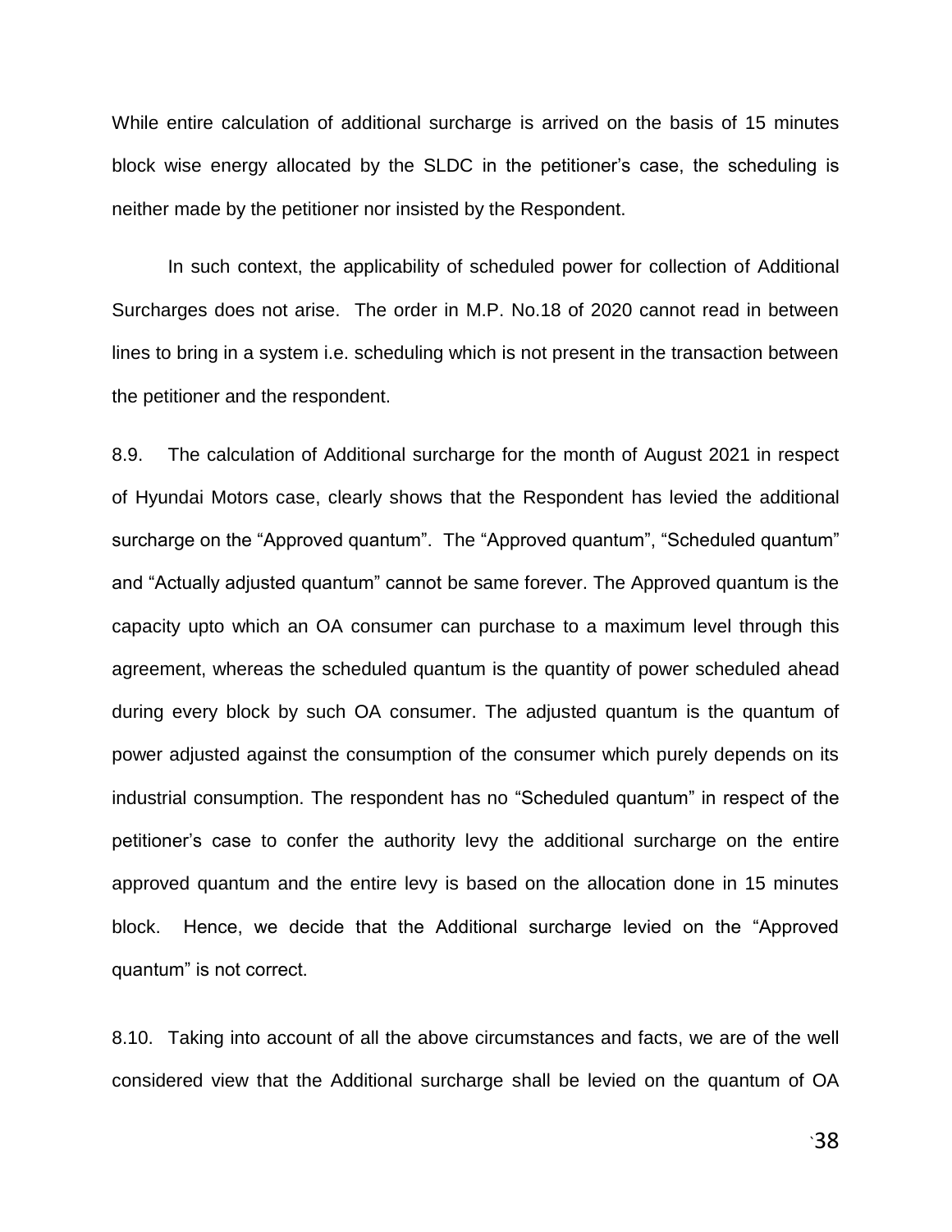While entire calculation of additional surcharge is arrived on the basis of 15 minutes block wise energy allocated by the SLDC in the petitioner's case, the scheduling is neither made by the petitioner nor insisted by the Respondent.

In such context, the applicability of scheduled power for collection of Additional Surcharges does not arise. The order in M.P. No.18 of 2020 cannot read in between lines to bring in a system i.e. scheduling which is not present in the transaction between the petitioner and the respondent.

8.9. The calculation of Additional surcharge for the month of August 2021 in respect of Hyundai Motors case, clearly shows that the Respondent has levied the additional surcharge on the "Approved quantum". The "Approved quantum", "Scheduled quantum" and "Actually adjusted quantum" cannot be same forever. The Approved quantum is the capacity upto which an OA consumer can purchase to a maximum level through this agreement, whereas the scheduled quantum is the quantity of power scheduled ahead during every block by such OA consumer. The adjusted quantum is the quantum of power adjusted against the consumption of the consumer which purely depends on its industrial consumption. The respondent has no "Scheduled quantum" in respect of the petitioner's case to confer the authority levy the additional surcharge on the entire approved quantum and the entire levy is based on the allocation done in 15 minutes block. Hence, we decide that the Additional surcharge levied on the "Approved quantum" is not correct.

8.10. Taking into account of all the above circumstances and facts, we are of the well considered view that the Additional surcharge shall be levied on the quantum of OA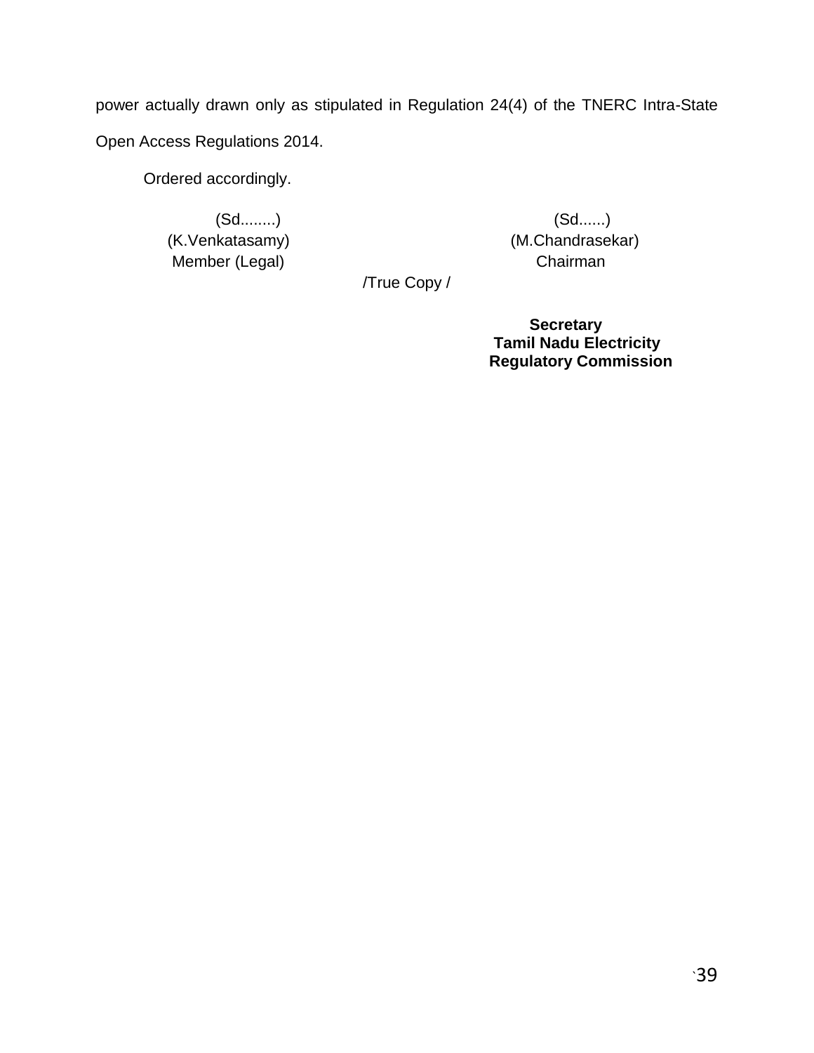power actually drawn only as stipulated in Regulation 24(4) of the TNERC Intra-State Open Access Regulations 2014.

Ordered accordingly.

| | |
|---|---|
| (Sd........) | (Sd......) |
| (K.Venkatasamy) | (M.Chandrasekar) |
| Member (Legal) | Chairman |

/True Copy /

**Secretary**
**Tamil Nadu Electricity**
**Regulatory Commission**